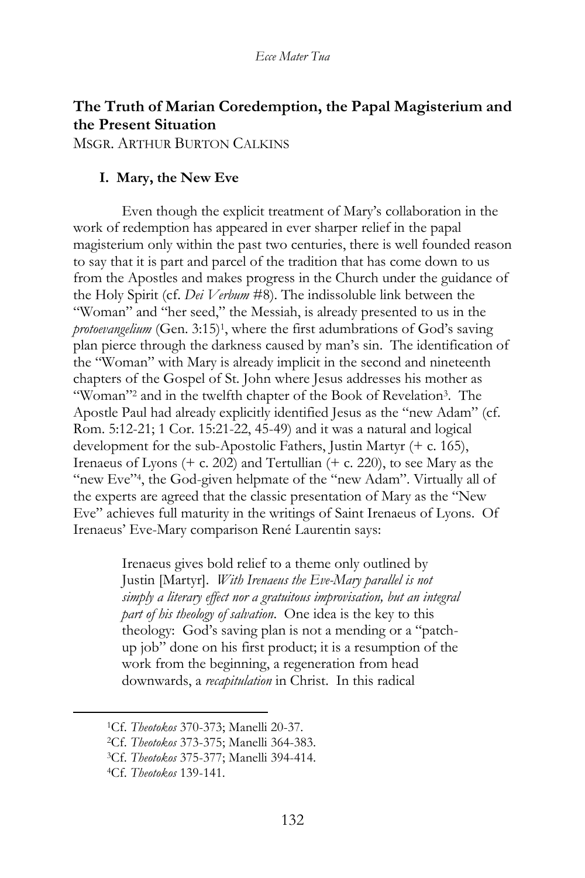## The Truth of Marian Coredemption, the Papal Magisterium and the Present Situation

MSGR. ARTHUR BURTON CALKINS

### I. Mary, the New Eve

Even though the explicit treatment of Mary's collaboration in the work of redemption has appeared in ever sharper relief in the papal magisterium only within the past two centuries, there is well founded reason to say that it is part and parcel of the tradition that has come down to us from the Apostles and makes progress in the Church under the guidance of the Holy Spirit (cf. *Dei Verbum* #8). The indissoluble link between the "Woman" and "her seed," the Messiah, is already presented to us in the *protoevangelium* (Gen. 3:15)[1], where the first adumbrations of God's saving plan pierce through the darkness caused by man's sin. The identification of the "Woman" with Mary is already implicit in the second and nineteenth chapters of the Gospel of St. John where Jesus addresses his mother as "Woman"[2] and in the twelfth chapter of the Book of Revelation[3]. The Apostle Paul had already explicitly identified Jesus as the "new Adam" (cf. Rom. 5:12-21; 1 Cor. 15:21-22, 45-49) and it was a natural and logical development for the sub-Apostolic Fathers, Justin Martyr (+ c. 165), Irenaeus of Lyons (+ c. 202) and Tertullian (+ c. 220), to see Mary as the "new Eve"[4], the God-given helpmate of the "new Adam". Virtually all of the experts are agreed that the classic presentation of Mary as the "New Eve" achieves full maturity in the writings of Saint Irenaeus of Lyons. Of Irenaeus' Eve-Mary comparison René Laurentin says:

> Irenaeus gives bold relief to a theme only outlined by Justin [Martyr]. *With Irenaeus the Eve-Mary parallel is not simply a literary effect nor a gratuitous improvisation, but an integral part of his theology of salvation*. One idea is the key to this theology: God's saving plan is not a mending or a "patch-up job" done on his first product; it is a resumption of the work from the beginning, a regeneration from head downwards, a *recapitulation* in Christ. In this radical

[1] Cf. *Theotokos* 370-373; Manelli 20-37.

[2] Cf. *Theotokos* 373-375; Manelli 364-383.

[3] Cf. *Theotokos* 375-377; Manelli 394-414.

[4] Cf. *Theotokos* 139-141.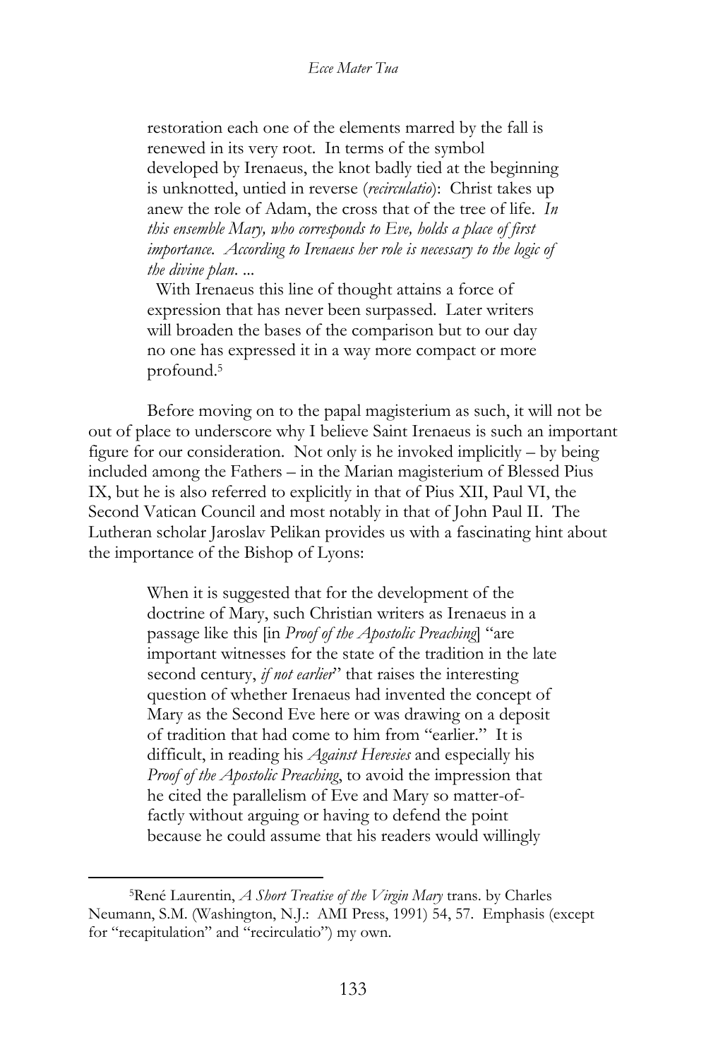> restoration each one of the elements marred by the fall is renewed in its very root. In terms of the symbol developed by Irenaeus, the knot badly tied at the beginning is unknotted, untied in reverse (*recirculatio*): Christ takes up anew the role of Adam, the cross that of the tree of life. *In this ensemble Mary, who corresponds to Eve, holds a place of first importance. According to Irenaeus her role is necessary to the logic of the divine plan*. ...
>
> With Irenaeus this line of thought attains a force of expression that has never been surpassed. Later writers will broaden the bases of the comparison but to our day no one has expressed it in a way more compact or more profound.[5]

Before moving on to the papal magisterium as such, it will not be out of place to underscore why I believe Saint Irenaeus is such an important figure for our consideration. Not only is he invoked implicitly – by being included among the Fathers – in the Marian magisterium of Blessed Pius IX, but he is also referred to explicitly in that of Pius XII, Paul VI, the Second Vatican Council and most notably in that of John Paul II. The Lutheran scholar Jaroslav Pelikan provides us with a fascinating hint about the importance of the Bishop of Lyons:

> When it is suggested that for the development of the doctrine of Mary, such Christian writers as Irenaeus in a passage like this [in *Proof of the Apostolic Preaching*] "are important witnesses for the state of the tradition in the late second century, *if not earlier*" that raises the interesting question of whether Irenaeus had invented the concept of Mary as the Second Eve here or was drawing on a deposit of tradition that had come to him from "earlier." It is difficult, in reading his *Against Heresies* and especially his *Proof of the Apostolic Preaching*, to avoid the impression that he cited the parallelism of Eve and Mary so matter-of-factly without arguing or having to defend the point because he could assume that his readers would willingly

---

[5]René Laurentin, *A Short Treatise of the Virgin Mary* trans. by Charles Neumann, S.M. (Washington, N.J.: AMI Press, 1991) 54, 57. Emphasis (except for "recapitulation" and "recirculatio") my own.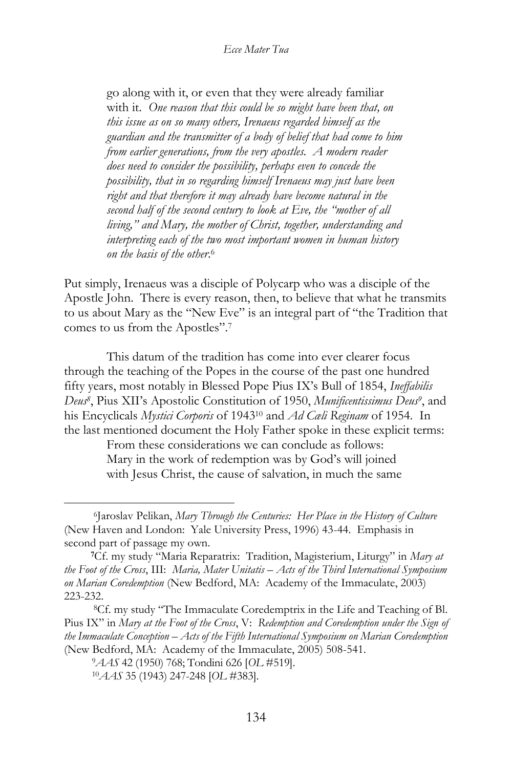> go along with it, or even that they were already familiar with it. *One reason that this could be so might have been that, on this issue as on so many others, Irenaeus regarded himself as the guardian and the transmitter of a body of belief that had come to him from earlier generations, from the very apostles. A modern reader does need to consider the possibility, perhaps even to concede the possibility, that in so regarding himself Irenaeus may just have been right and that therefore it may already have become natural in the second half of the second century to look at Eve, the "mother of all living," and Mary, the mother of Christ, together, understanding and interpreting each of the two most important women in human history on the basis of the other.*[6]

Put simply, Irenaeus was a disciple of Polycarp who was a disciple of the Apostle John. There is every reason, then, to believe that what he transmits to us about Mary as the "New Eve" is an integral part of "the Tradition that comes to us from the Apostles".[7]

This datum of the tradition has come into ever clearer focus through the teaching of the Popes in the course of the past one hundred fifty years, most notably in Blessed Pope Pius IX's Bull of 1854, *Ineffabilis Deus*[8], Pius XII's Apostolic Constitution of 1950, *Munificentissimus Deus*[9], and his Encyclicals *Mystici Corporis* of 1943[10] and *Ad Cæli Reginam* of 1954. In the last mentioned document the Holy Father spoke in these explicit terms:

> From these considerations we can conclude as follows: Mary in the work of redemption was by God's will joined with Jesus Christ, the cause of salvation, in much the same

---

[6] Jaroslav Pelikan, *Mary Through the Centuries: Her Place in the History of Culture* (New Haven and London: Yale University Press, 1996) 43-44. Emphasis in second part of passage my own.

[7] Cf. my study "Maria Reparatrix: Tradition, Magisterium, Liturgy" in *Mary at the Foot of the Cross*, III: *Maria, Mater Unitatis – Acts of the Third International Symposium on Marian Coredemption* (New Bedford, MA: Academy of the Immaculate, 2003) 223-232.

[8] Cf. my study "The Immaculate Coredemptrix in the Life and Teaching of Bl. Pius IX" in *Mary at the Foot of the Cross*, V: *Redemption and Coredemption under the Sign of the Immaculate Conception – Acts of the Fifth International Symposium on Marian Coredemption* (New Bedford, MA: Academy of the Immaculate, 2005) 508-541.

[9] *AAS* 42 (1950) 768; Tondini 626 [*OL* #519].

[10] *AAS* 35 (1943) 247-248 [*OL* #383].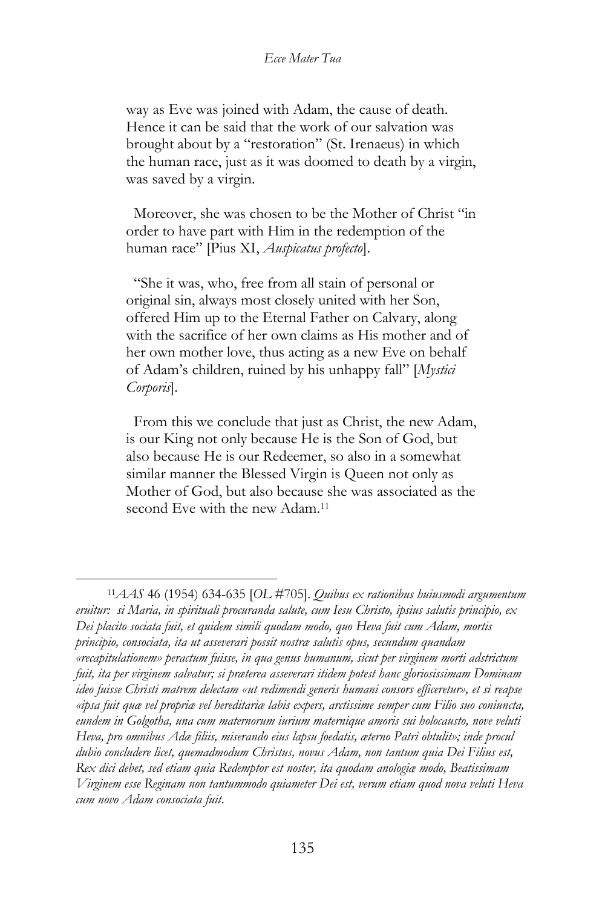way as Eve was joined with Adam, the cause of death. Hence it can be said that the work of our salvation was brought about by a "restoration" (St. Irenaeus) in which the human race, just as it was doomed to death by a virgin, was saved by a virgin.

Moreover, she was chosen to be the Mother of Christ "in order to have part with Him in the redemption of the human race" [Pius XI, *Auspicatus profecto*].

"She it was, who, free from all stain of personal or original sin, always most closely united with her Son, offered Him up to the Eternal Father on Calvary, along with the sacrifice of her own claims as His mother and of her own mother love, thus acting as a new Eve on behalf of Adam's children, ruined by his unhappy fall" [*Mystici Corporis*].

From this we conclude that just as Christ, the new Adam, is our King not only because He is the Son of God, but also because He is our Redeemer, so also in a somewhat similar manner the Blessed Virgin is Queen not only as Mother of God, but also because she was associated as the second Eve with the new Adam.[11]

---

[11]*AAS* 46 (1954) 634-635 [*OL* #705]. *Quibus ex rationibus huiusmodi argumentum eruitur: si Maria, in spirituali procuranda salute, cum Iesu Christo, ipsius salutis principio, ex Dei placito sociata fuit, et quidem simili quodam modo, quo Heva fuit cum Adam, mortis principio, consociata, ita ut asseverari possit nostræ salutis opus, secundum quandam «recapitulationem» peractum fuisse, in qua genus humanum, sicut per virginem morti adstrictum fuit, ita per virginem salvatur; si præterea asseverari itidem potest hanc gloriosissimam Dominam ideo fuisse Christi matrem delectam «ut redimendi generis humani consors efficeretur», et si reapse «ipsa fuit quæ vel propriæ vel hereditariæ labis expers, arctissime semper cum Filio suo coniuncta, eundem in Golgotha, una cum maternorum iurium maternique amoris sui holocausto, nove veluti Heva, pro omnibus Adæ filiis, miserando eius lapsu foedatis, æterno Patri obtulit»; inde procul dubio concludere licet, quemadmodum Christus, novus Adam, non tantum quia Dei Filius est, Rex dici debet, sed etiam quia Redemptor est noster, ita quodam anologiæ modo, Beatissimam Virginem esse Reginam non tantummodo quiameter Dei est, verum etiam quod nova veluti Heva cum novo Adam consociata fuit.*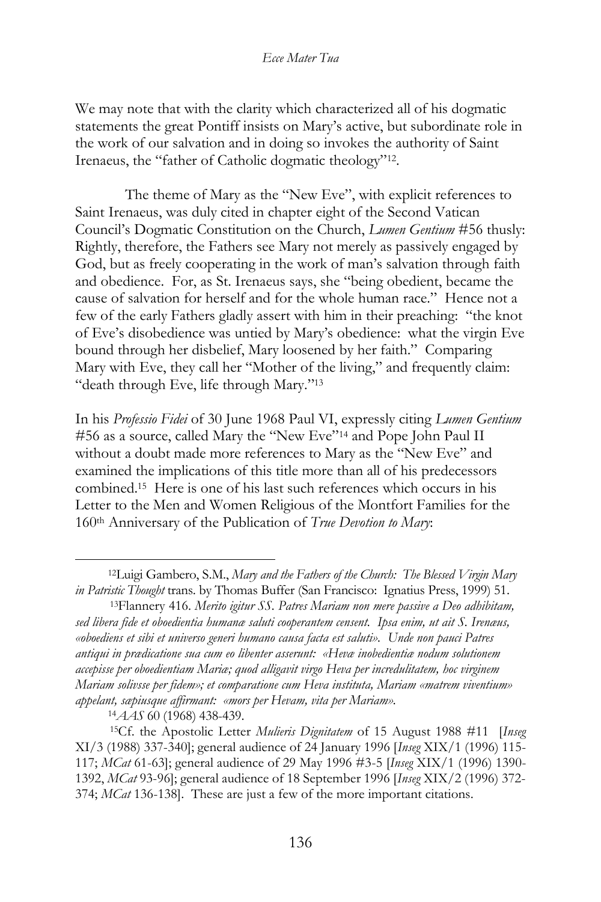We may note that with the clarity which characterized all of his dogmatic statements the great Pontiff insists on Mary's active, but subordinate role in the work of our salvation and in doing so invokes the authority of Saint Irenaeus, the "father of Catholic dogmatic theology"[12].

The theme of Mary as the "New Eve", with explicit references to Saint Irenaeus, was duly cited in chapter eight of the Second Vatican Council's Dogmatic Constitution on the Church, *Lumen Gentium* #56 thusly: Rightly, therefore, the Fathers see Mary not merely as passively engaged by God, but as freely cooperating in the work of man's salvation through faith and obedience. For, as St. Irenaeus says, she "being obedient, became the cause of salvation for herself and for the whole human race." Hence not a few of the early Fathers gladly assert with him in their preaching: "the knot of Eve's disobedience was untied by Mary's obedience: what the virgin Eve bound through her disbelief, Mary loosened by her faith." Comparing Mary with Eve, they call her "Mother of the living," and frequently claim: "death through Eve, life through Mary."[13]

In his *Professio Fidei* of 30 June 1968 Paul VI, expressly citing *Lumen Gentium* #56 as a source, called Mary the "New Eve"[14] and Pope John Paul II without a doubt made more references to Mary as the "New Eve" and examined the implications of this title more than all of his predecessors combined.[15] Here is one of his last such references which occurs in his Letter to the Men and Women Religious of the Montfort Families for the 160th Anniversary of the Publication of *True Devotion to Mary*:

---

[12]Luigi Gambero, S.M., *Mary and the Fathers of the Church: The Blessed Virgin Mary in Patristic Thought* trans. by Thomas Buffer (San Francisco: Ignatius Press, 1999) 51.

[13]Flannery 416. *Merito igitur SS. Patres Mariam non mere passive a Deo adhibitam, sed libera fide et oboedientia humanæ saluti cooperantem censent. Ipsa enim, ut ait S. Irenæus, «oboediens et sibi et universo generi humano causa facta est saluti». Unde non pauci Patres antiqui in prædicatione sua cum eo libenter asserunt: «Hevæ inobedientiæ nodum solutionem accepisse per oboedientiam Mariæ; quod alligavit virgo Heva per incredulitatem, hoc virginem Mariam solivsse per fidem»; et comparatione cum Heva instituta, Mariam «matrem viventium» appelant, sæpiusque affirmant: «mors per Hevam, vita per Mariam».*

[14]*AAS* 60 (1968) 438-439.

[15]Cf. the Apostolic Letter *Mulieris Dignitatem* of 15 August 1988 #11 [*Inseg* XI/3 (1988) 337-340]; general audience of 24 January 1996 [*Inseg* XIX/1 (1996) 115-117; *MCat* 61-63]; general audience of 29 May 1996 #3-5 [*Inseg* XIX/1 (1996) 1390-1392, *MCat* 93-96]; general audience of 18 September 1996 [*Inseg* XIX/2 (1996) 372-374; *MCat* 136-138]. These are just a few of the more important citations.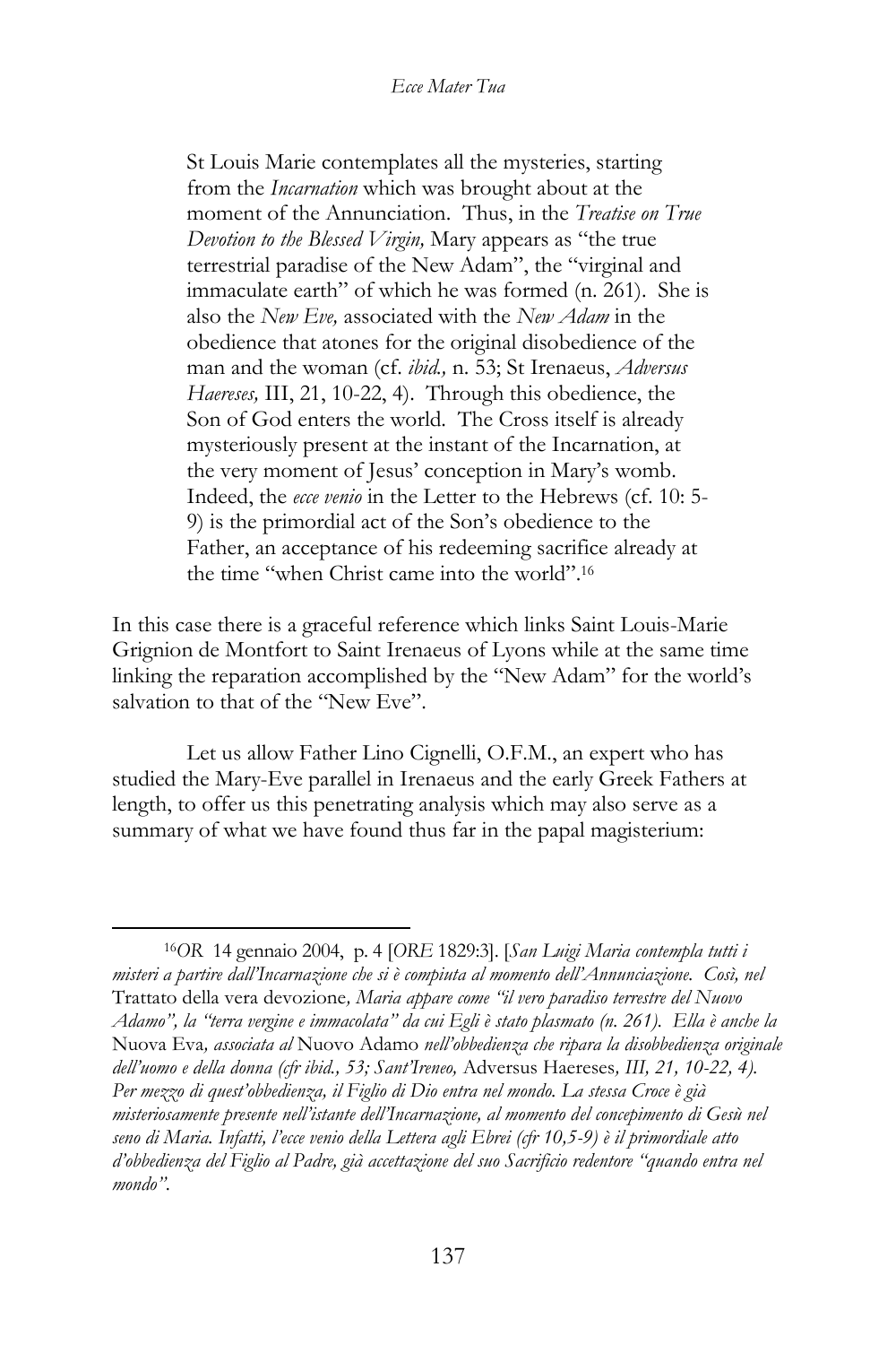> St Louis Marie contemplates all the mysteries, starting from the *Incarnation* which was brought about at the moment of the Annunciation. Thus, in the *Treatise on True Devotion to the Blessed Virgin,* Mary appears as "the true terrestrial paradise of the New Adam", the "virginal and immaculate earth" of which he was formed (n. 261). She is also the *New Eve,* associated with the *New Adam* in the obedience that atones for the original disobedience of the man and the woman (cf. *ibid.,* n. 53; St Irenaeus, *Adversus Haereses,* III, 21, 10-22, 4). Through this obedience, the Son of God enters the world. The Cross itself is already mysteriously present at the instant of the Incarnation, at the very moment of Jesus' conception in Mary's womb. Indeed, the *ecce venio* in the Letter to the Hebrews (cf. 10: 5-9) is the primordial act of the Son's obedience to the Father, an acceptance of his redeeming sacrifice already at the time "when Christ came into the world".[16]

In this case there is a graceful reference which links Saint Louis-Marie Grignion de Montfort to Saint Irenaeus of Lyons while at the same time linking the reparation accomplished by the "New Adam" for the world's salvation to that of the "New Eve".

Let us allow Father Lino Cignelli, O.F.M., an expert who has studied the Mary-Eve parallel in Irenaeus and the early Greek Fathers at length, to offer us this penetrating analysis which may also serve as a summary of what we have found thus far in the papal magisterium:

---

[16] *OR* 14 gennaio 2004, p. 4 [*ORE* 1829:3]. [*San Luigi Maria contempla tutti i misteri a partire dall'Incarnazione che si è compiuta al momento dell'Annunciazione. Così, nel* Trattato della vera devozione*, Maria appare come "il vero paradiso terrestre del Nuovo Adamo", la "terra vergine e immacolata" da cui Egli è stato plasmato (n. 261). Ella è anche la* Nuova Eva*, associata al* Nuovo Adamo *nell'obbedienza che ripara la disobbedienza originale dell'uomo e della donna (cfr ibid., 53; Sant'Ireneo,* Adversus Haereses*, III, 21, 10-22, 4). Per mezzo di quest'obbedienza, il Figlio di Dio entra nel mondo. La stessa Croce è già misteriosamente presente nell'istante dell'Incarnazione, al momento del concepimento di Gesù nel seno di Maria. Infatti, l'ecce venio della Lettera agli Ebrei (cfr 10,5-9) è il primordiale atto d'obbedienza del Figlio al Padre, già accettazione del suo Sacrificio redentore "quando entra nel mondo".*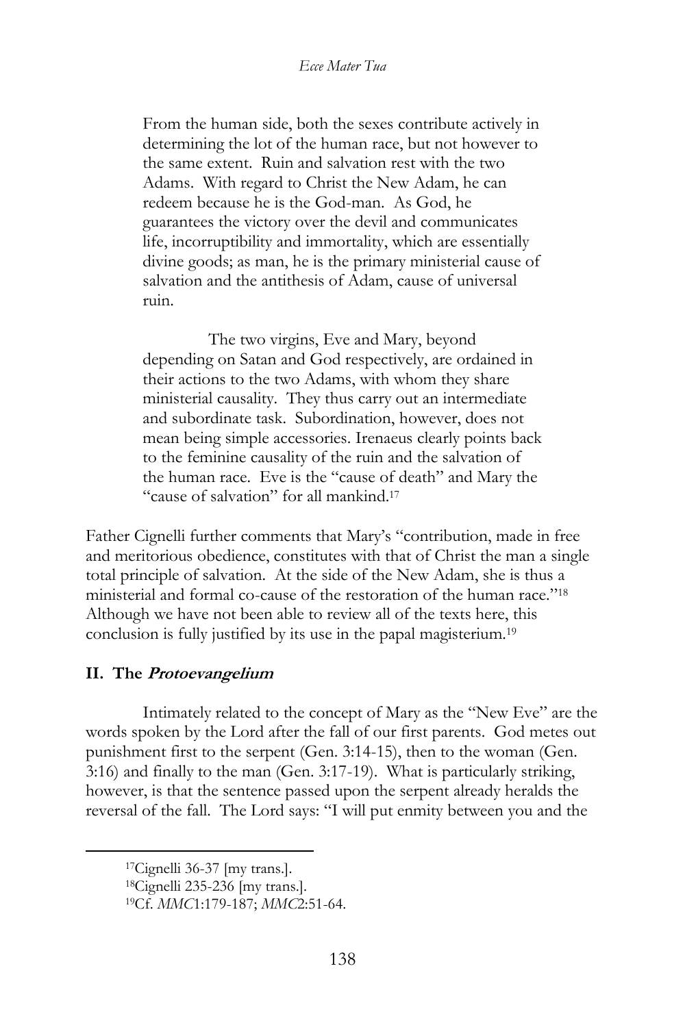> From the human side, both the sexes contribute actively in determining the lot of the human race, but not however to the same extent. Ruin and salvation rest with the two Adams. With regard to Christ the New Adam, he can redeem because he is the God-man. As God, he guarantees the victory over the devil and communicates life, incorruptibility and immortality, which are essentially divine goods; as man, he is the primary ministerial cause of salvation and the antithesis of Adam, cause of universal ruin.
>
> The two virgins, Eve and Mary, beyond depending on Satan and God respectively, are ordained in their actions to the two Adams, with whom they share ministerial causality. They thus carry out an intermediate and subordinate task. Subordination, however, does not mean being simple accessories. Irenaeus clearly points back to the feminine causality of the ruin and the salvation of the human race. Eve is the "cause of death" and Mary the "cause of salvation" for all mankind.[17]

Father Cignelli further comments that Mary's "contribution, made in free and meritorious obedience, constitutes with that of Christ the man a single total principle of salvation. At the side of the New Adam, she is thus a ministerial and formal co-cause of the restoration of the human race."[18] Although we have not been able to review all of the texts here, this conclusion is fully justified by its use in the papal magisterium.[19]

## II. The *Protoevangelium*

Intimately related to the concept of Mary as the "New Eve" are the words spoken by the Lord after the fall of our first parents. God metes out punishment first to the serpent (Gen. 3:14-15), then to the woman (Gen. 3:16) and finally to the man (Gen. 3:17-19). What is particularly striking, however, is that the sentence passed upon the serpent already heralds the reversal of the fall. The Lord says: "I will put enmity between you and the

---

[17] Cignelli 36-37 [my trans.].

[18] Cignelli 235-236 [my trans.].

[19] Cf. *MMC*1:179-187; *MMC*2:51-64.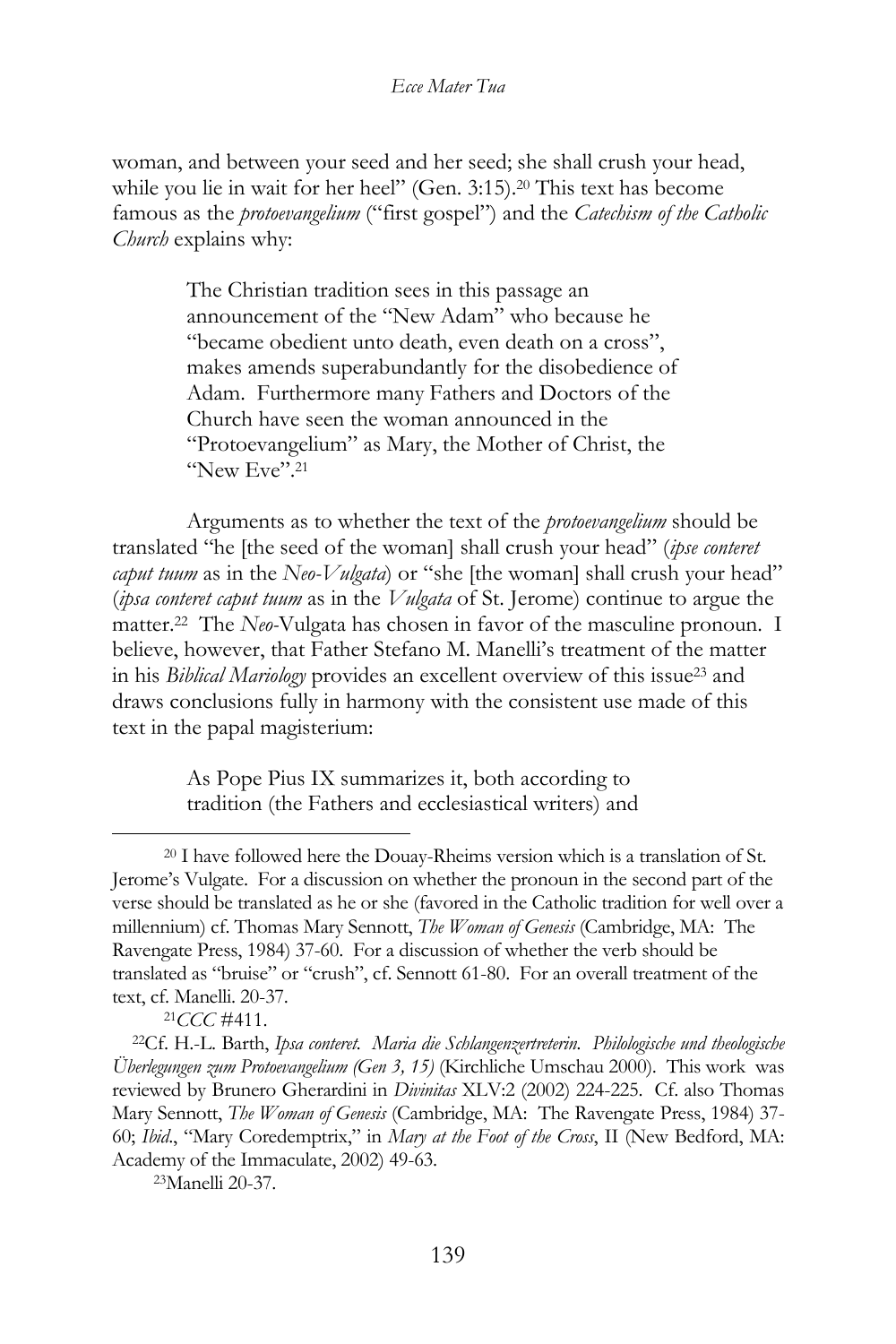woman, and between your seed and her seed; she shall crush your head, while you lie in wait for her heel" (Gen. 3:15).[20] This text has become famous as the *protoevangelium* ("first gospel") and the *Catechism of the Catholic Church* explains why:

> The Christian tradition sees in this passage an announcement of the "New Adam" who because he "became obedient unto death, even death on a cross", makes amends superabundantly for the disobedience of Adam. Furthermore many Fathers and Doctors of the Church have seen the woman announced in the "Protoevangelium" as Mary, the Mother of Christ, the "New Eve".[21]

Arguments as to whether the text of the *protoevangelium* should be translated "he [the seed of the woman] shall crush your head" (*ipse conteret caput tuum* as in the *Neo-Vulgata*) or "she [the woman] shall crush your head" (*ipsa conteret caput tuum* as in the *Vulgata* of St. Jerome) continue to argue the matter.[22] The *Neo*-Vulgata has chosen in favor of the masculine pronoun. I believe, however, that Father Stefano M. Manelli's treatment of the matter in his *Biblical Mariology* provides an excellent overview of this issue[23] and draws conclusions fully in harmony with the consistent use made of this text in the papal magisterium:

> As Pope Pius IX summarizes it, both according to tradition (the Fathers and ecclesiastical writers) and

---

[20] I have followed here the Douay-Rheims version which is a translation of St. Jerome's Vulgate. For a discussion on whether the pronoun in the second part of the verse should be translated as he or she (favored in the Catholic tradition for well over a millennium) cf. Thomas Mary Sennott, *The Woman of Genesis* (Cambridge, MA: The Ravengate Press, 1984) 37-60. For a discussion of whether the verb should be translated as "bruise" or "crush", cf. Sennott 61-80. For an overall treatment of the text, cf. Manelli. 20-37.

[21] *CCC* #411.

[22] Cf. H.-L. Barth, *Ipsa conteret. Maria die Schlangenzertreterin. Philologische und theologische Überlegungen zum Protoevangelium (Gen 3, 15)* (Kirchliche Umschau 2000). This work was reviewed by Brunero Gherardini in *Divinitas* XLV:2 (2002) 224-225. Cf. also Thomas Mary Sennott, *The Woman of Genesis* (Cambridge, MA: The Ravengate Press, 1984) 37-60; *Ibid*., "Mary Coredemptrix," in *Mary at the Foot of the Cross*, II (New Bedford, MA: Academy of the Immaculate, 2002) 49-63.

[23] Manelli 20-37.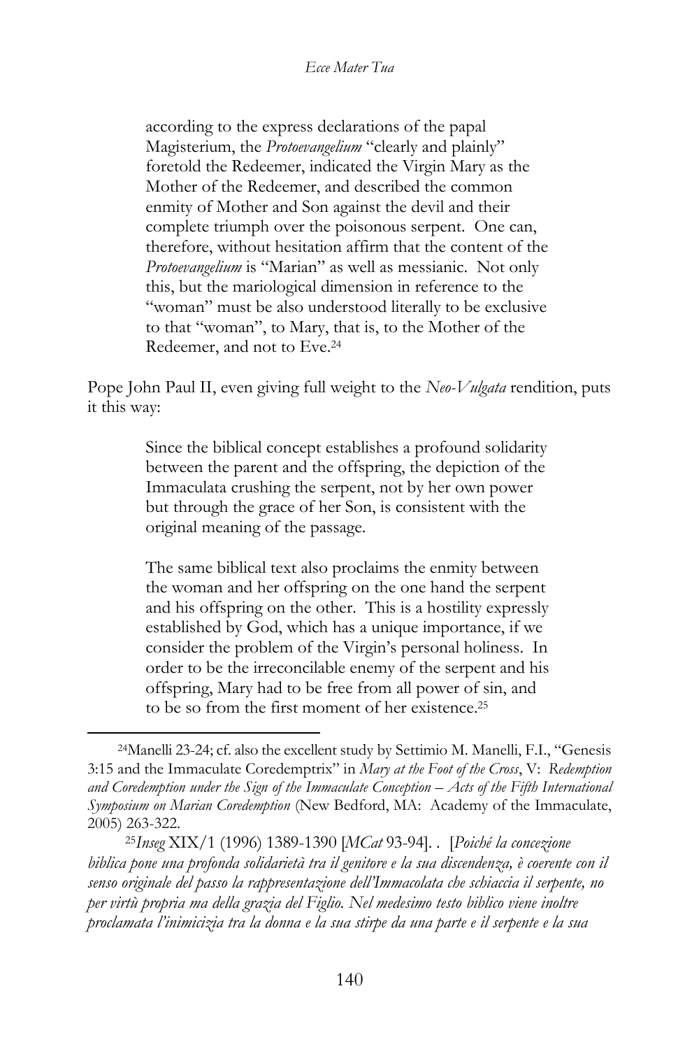> according to the express declarations of the papal Magisterium, the *Protoevangelium* "clearly and plainly" foretold the Redeemer, indicated the Virgin Mary as the Mother of the Redeemer, and described the common enmity of Mother and Son against the devil and their complete triumph over the poisonous serpent. One can, therefore, without hesitation affirm that the content of the *Protoevangelium* is "Marian" as well as messianic. Not only this, but the mariological dimension in reference to the "woman" must be also understood literally to be exclusive to that "woman", to Mary, that is, to the Mother of the Redeemer, and not to Eve.[24]

Pope John Paul II, even giving full weight to the *Neo-Vulgata* rendition, puts it this way:

> Since the biblical concept establishes a profound solidarity between the parent and the offspring, the depiction of the Immaculata crushing the serpent, not by her own power but through the grace of her Son, is consistent with the original meaning of the passage.
>
> The same biblical text also proclaims the enmity between the woman and her offspring on the one hand the serpent and his offspring on the other. This is a hostility expressly established by God, which has a unique importance, if we consider the problem of the Virgin's personal holiness. In order to be the irreconcilable enemy of the serpent and his offspring, Mary had to be free from all power of sin, and to be so from the first moment of her existence.[25]

---

[24] Manelli 23-24; cf. also the excellent study by Settimio M. Manelli, F.I., "Genesis 3:15 and the Immaculate Coredemptrix" in *Mary at the Foot of the Cross*, V: *Redemption and Coredemption under the Sign of the Immaculate Conception – Acts of the Fifth International Symposium on Marian Coredemption* (New Bedford, MA: Academy of the Immaculate, 2005) 263-322.

[25] *Inseg* XIX/1 (1996) 1389-1390 [*MCat* 93-94]. . [*Poiché la concezione biblica pone una profonda solidarietà tra il genitore e la sua discendenza, è coerente con il senso originale del passo la rappresentazione dell'Immacolata che schiaccia il serpente, no per virtù propria ma della grazia del Figlio. Nel medesimo testo biblico viene inoltre proclamata l'inimicizia tra la donna e la sua stirpe da una parte e il serpente e la sua*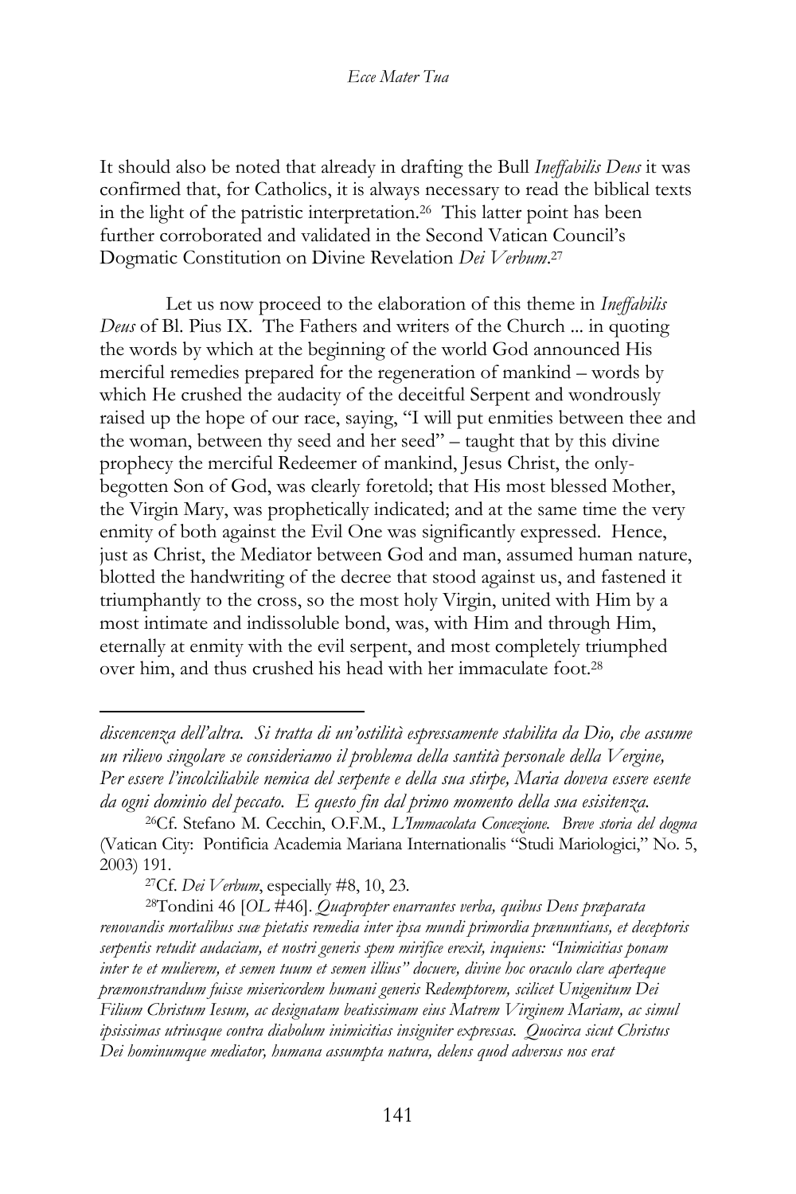It should also be noted that already in drafting the Bull *Ineffabilis Deus* it was confirmed that, for Catholics, it is always necessary to read the biblical texts in the light of the patristic interpretation.[26] This latter point has been further corroborated and validated in the Second Vatican Council's Dogmatic Constitution on Divine Revelation *Dei Verbum*.[27]

Let us now proceed to the elaboration of this theme in *Ineffabilis Deus* of Bl. Pius IX. The Fathers and writers of the Church ... in quoting the words by which at the beginning of the world God announced His merciful remedies prepared for the regeneration of mankind – words by which He crushed the audacity of the deceitful Serpent and wondrously raised up the hope of our race, saying, "I will put enmities between thee and the woman, between thy seed and her seed" – taught that by this divine prophecy the merciful Redeemer of mankind, Jesus Christ, the only-begotten Son of God, was clearly foretold; that His most blessed Mother, the Virgin Mary, was prophetically indicated; and at the same time the very enmity of both against the Evil One was significantly expressed. Hence, just as Christ, the Mediator between God and man, assumed human nature, blotted the handwriting of the decree that stood against us, and fastened it triumphantly to the cross, so the most holy Virgin, united with Him by a most intimate and indissoluble bond, was, with Him and through Him, eternally at enmity with the evil serpent, and most completely triumphed over him, and thus crushed his head with her immaculate foot.[28]

---

*discencenza dell'altra. Si tratta di un'ostilità espressamente stabilita da Dio, che assume un rilievo singolare se consideriamo il problema della santità personale della Vergine, Per essere l'incolciliabile nemica del serpente e della sua stirpe, Maria doveva essere esente da ogni dominio del peccato. E questo fin dal primo momento della sua esisitenza.*

[26] Cf. Stefano M. Cecchin, O.F.M., *L'Immacolata Concezione. Breve storia del dogma* (Vatican City: Pontificia Academia Mariana Internationalis "Studi Mariologici," No. 5, 2003) 191.

[27] Cf. *Dei Verbum*, especially #8, 10, 23.

[28] Tondini 46 [*OL* #46]. *Quapropter enarrantes verba, quibus Deus præparata renovandis mortalibus suæ pietatis remedia inter ipsa mundi primordia prænuntians, et deceptoris serpentis retudit audaciam, et nostri generis spem mirifice erexit, inquiens: "Inimicitias ponam inter te et mulierem, et semen tuum et semen illius" docuere, divino hoc oraculo clare aperteque præmonstrandum fuisse misericordem humani generis Redemptorem, scilicet Unigenitum Dei Filium Christum Iesum, ac designatam beatissimam eius Matrem Virginem Mariam, ac simul ipsissimas utriusque contra diabolum inimicitias insigniter expressas. Quocirca sicut Christus Dei hominumque mediator, humana assumpta natura, delens quod adversus nos erat*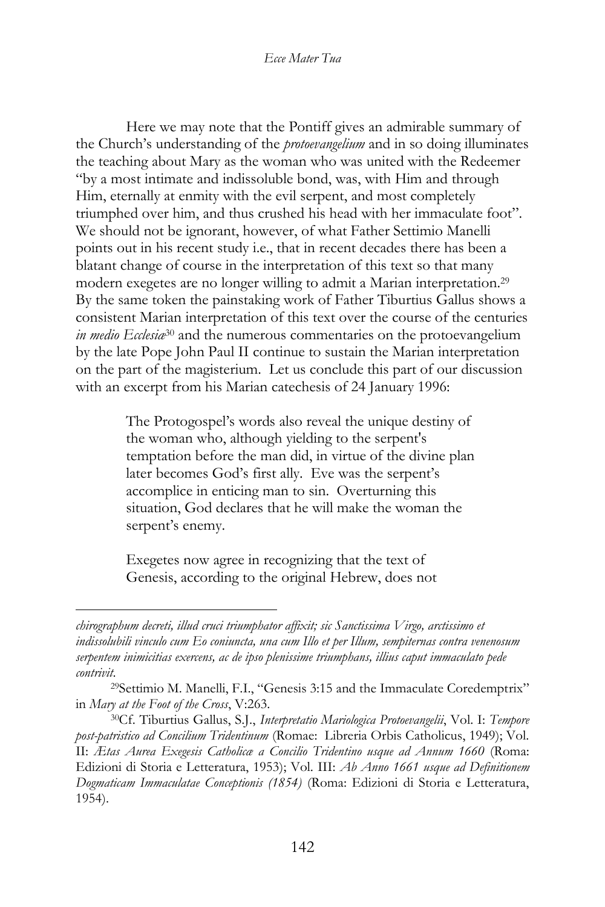Here we may note that the Pontiff gives an admirable summary of the Church's understanding of the *protoevangelium* and in so doing illuminates the teaching about Mary as the woman who was united with the Redeemer "by a most intimate and indissoluble bond, was, with Him and through Him, eternally at enmity with the evil serpent, and most completely triumphed over him, and thus crushed his head with her immaculate foot". We should not be ignorant, however, of what Father Settimio Manelli points out in his recent study i.e., that in recent decades there has been a blatant change of course in the interpretation of this text so that many modern exegetes are no longer willing to admit a Marian interpretation.[29] By the same token the painstaking work of Father Tiburtius Gallus shows a consistent Marian interpretation of this text over the course of the centuries *in medio Ecclesiæ*[30] and the numerous commentaries on the protoevangelium by the late Pope John Paul II continue to sustain the Marian interpretation on the part of the magisterium. Let us conclude this part of our discussion with an excerpt from his Marian catechesis of 24 January 1996:

> The Protogospel's words also reveal the unique destiny of the woman who, although yielding to the serpent's temptation before the man did, in virtue of the divine plan later becomes God's first ally. Eve was the serpent's accomplice in enticing man to sin. Overturning this situation, God declares that he will make the woman the serpent's enemy.
>
> Exegetes now agree in recognizing that the text of Genesis, according to the original Hebrew, does not

---

*chirographum decreti, illud cruci triumphator affixit; sic Sanctissima Virgo, arctissimo et indissolubili vinculo cum Eo coniuncta, una cum Illo et per Illum, sempiternas contra venenosum serpentem inimicitias exercens, ac de ipso plenissime triumphans, illius caput immaculato pede contrivit.*

[29] Settimio M. Manelli, F.I., "Genesis 3:15 and the Immaculate Coredemptrix" in *Mary at the Foot of the Cross*, V:263.

[30] Cf. Tiburtius Gallus, S.J., *Interpretatio Mariologica Protoevangelii*, Vol. I: *Tempore post-patristico ad Concilium Tridentinum* (Romae: Libreria Orbis Catholicus, 1949); Vol. II: *Ætas Aurea Exegesis Catholicæ a Concilio Tridentino usque ad Annum 1660* (Roma: Edizioni di Storia e Letteratura, 1953); Vol. III: *Ab Anno 1661 usque ad Definitionem Dogmaticam Immaculatae Conceptionis (1854)* (Roma: Edizioni di Storia e Letteratura, 1954).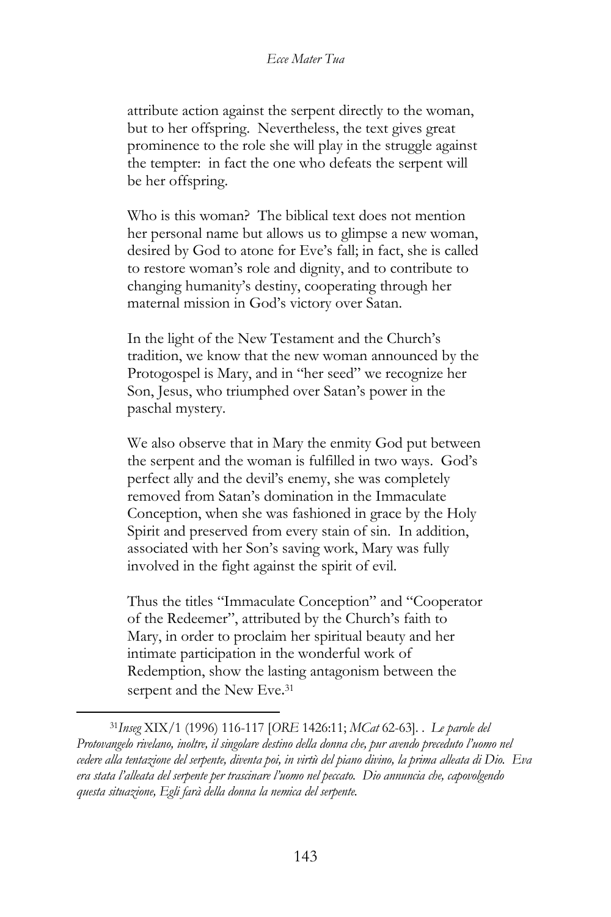attribute action against the serpent directly to the woman, but to her offspring. Nevertheless, the text gives great prominence to the role she will play in the struggle against the tempter: in fact the one who defeats the serpent will be her offspring.

Who is this woman? The biblical text does not mention her personal name but allows us to glimpse a new woman, desired by God to atone for Eve's fall; in fact, she is called to restore woman's role and dignity, and to contribute to changing humanity's destiny, cooperating through her maternal mission in God's victory over Satan.

In the light of the New Testament and the Church's tradition, we know that the new woman announced by the Protogospel is Mary, and in "her seed" we recognize her Son, Jesus, who triumphed over Satan's power in the paschal mystery.

We also observe that in Mary the enmity God put between the serpent and the woman is fulfilled in two ways. God's perfect ally and the devil's enemy, she was completely removed from Satan's domination in the Immaculate Conception, when she was fashioned in grace by the Holy Spirit and preserved from every stain of sin. In addition, associated with her Son's saving work, Mary was fully involved in the fight against the spirit of evil.

Thus the titles "Immaculate Conception" and "Cooperator of the Redeemer", attributed by the Church's faith to Mary, in order to proclaim her spiritual beauty and her intimate participation in the wonderful work of Redemption, show the lasting antagonism between the serpent and the New Eve.[31]

---

[31]*Inseg* XIX/1 (1996) 116-117 [*ORE* 1426:11; *MCat* 62-63]. . *Le parole del Protovangelo rivelano, inoltre, il singolare destino della donna che, pur avendo preceduto l'uomo nel cedere alla tentazione del serpente, diventa poi, in virtù del piano divino, la prima alleata di Dio. Eva era stata l'alleata del serpente per trascinare l'uomo nel peccato. Dio annuncia che, capovolgendo questa situazione, Egli farà della donna la nemica del serpente.*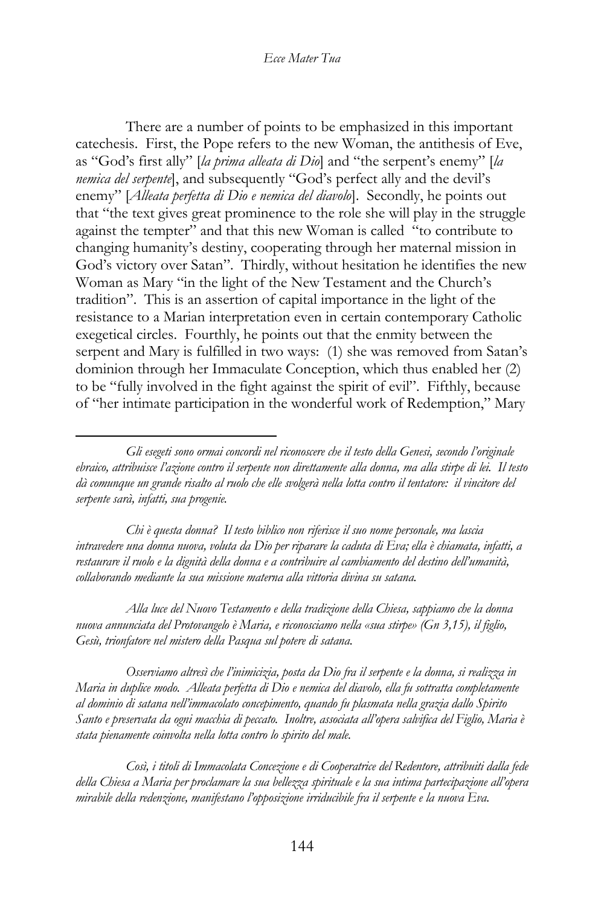There are a number of points to be emphasized in this important catechesis. First, the Pope refers to the new Woman, the antithesis of Eve, as "God's first ally" [*la prima alleata di Dio*] and "the serpent's enemy" [*la nemica del serpente*], and subsequently "God's perfect ally and the devil's enemy" [*Alleata perfetta di Dio e nemica del diavolo*]. Secondly, he points out that "the text gives great prominence to the role she will play in the struggle against the tempter" and that this new Woman is called "to contribute to changing humanity's destiny, cooperating through her maternal mission in God's victory over Satan". Thirdly, without hesitation he identifies the new Woman as Mary "in the light of the New Testament and the Church's tradition". This is an assertion of capital importance in the light of the resistance to a Marian interpretation even in certain contemporary Catholic exegetical circles. Fourthly, he points out that the enmity between the serpent and Mary is fulfilled in two ways: (1) she was removed from Satan's dominion through her Immaculate Conception, which thus enabled her (2) to be "fully involved in the fight against the spirit of evil". Fifthly, because of "her intimate participation in the wonderful work of Redemption," Mary

---

*Gli esegeti sono ormai concordi nel riconoscere che il testo della Genesi, secondo l'originale ebraico, attribuisce l'azione contro il serpente non direttamente alla donna, ma alla stirpe di lei. Il testo dà comunque un grande risalto al ruolo che elle svolgerà nella lotta contro il tentatore: il vincitore del serpente sarà, infatti, sua progenie.*

*Chi è questa donna? Il testo biblico non riferisce il suo nome personale, ma lascia intravedere una donna nuova, voluta da Dio per riparare la caduta di Eva; ella è chiamata, infatti, a restaurare il ruolo e la dignità della donna e a contribuire al cambiamento del destino dell'umanità, collaborando mediante la sua missione materna alla vittoria divina su satana.*

*Alla luce del Nuovo Testamento e della tradizione della Chiesa, sappiamo che la donna nuova annunciata del Protovangelo è Maria, e riconosciamo nella «sua stirpe» (Gn 3,15), il figlio, Gesù, trionfatore nel mistero della Pasqua sul potere di satana.*

*Osserviamo altresì che l'inimicizia, posta da Dio fra il serpente e la donna, si realizza in Maria in duplice modo. Alleata perfetta di Dio e nemica del diavolo, ella fu sottratta completamente al dominio di satana nell'immacolato concepimento, quando fu plasmata nella grazia dallo Spirito Santo e preservata da ogni macchia di peccato. Inoltre, associata all'opera salvifica del Figlio, Maria è stata pienamente coinvolta nella lotta contro lo spirito del male.*

*Così, i titoli di Immacolata Concezione e di Cooperatrice del Redentore, attribuiti dalla fede della Chiesa a Maria per proclamare la sua bellezza spirituale e la sua intima partecipazione all'opera mirabile della redenzione, manifestano l'opposizione irriducibile fra il serpente e la nuova Eva.*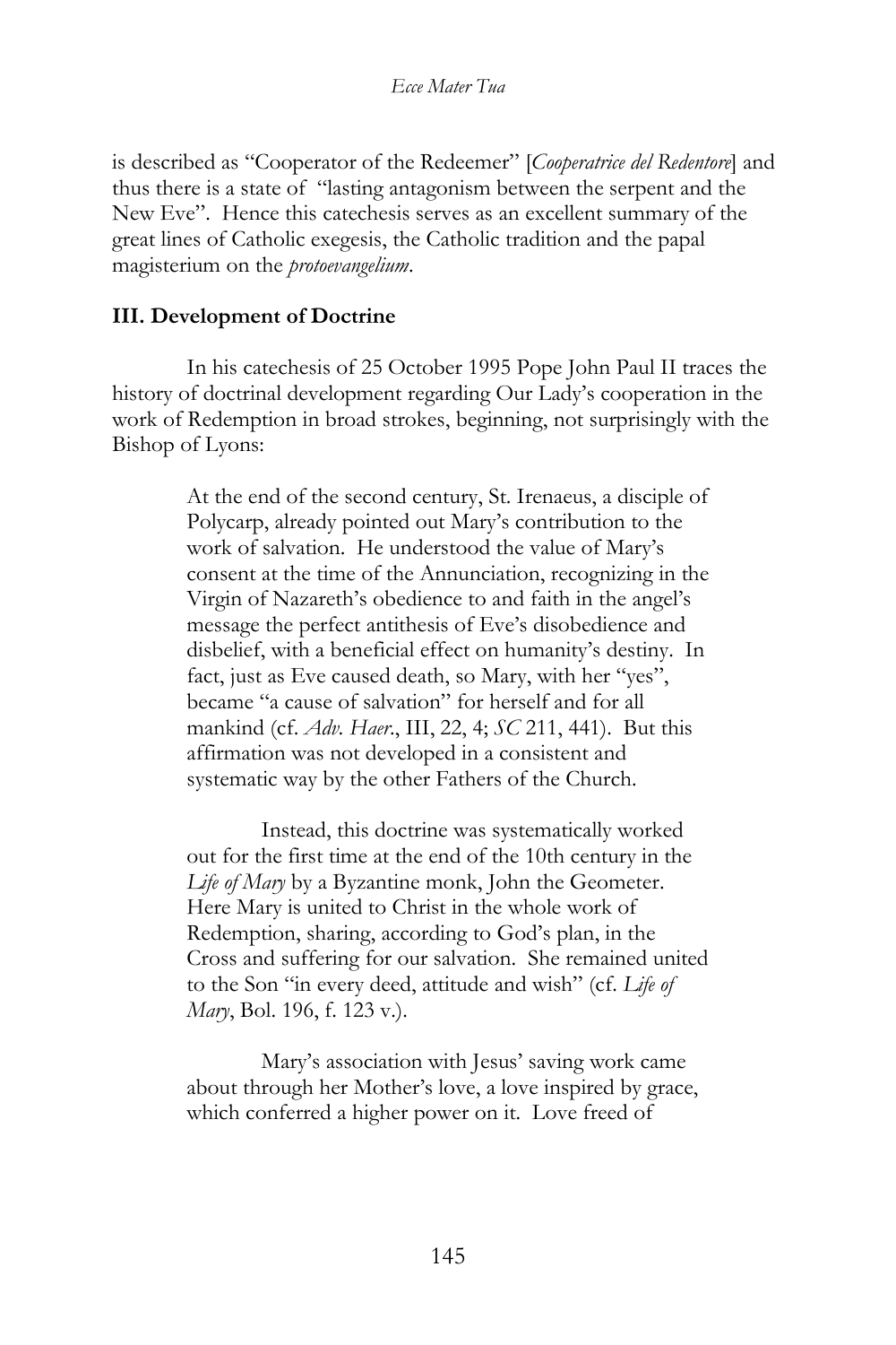is described as "Cooperator of the Redeemer" [*Cooperatrice del Redentore*] and thus there is a state of "lasting antagonism between the serpent and the New Eve". Hence this catechesis serves as an excellent summary of the great lines of Catholic exegesis, the Catholic tradition and the papal magisterium on the *protoevangelium*.

### III. Development of Doctrine

In his catechesis of 25 October 1995 Pope John Paul II traces the history of doctrinal development regarding Our Lady's cooperation in the work of Redemption in broad strokes, beginning, not surprisingly with the Bishop of Lyons:

> At the end of the second century, St. Irenaeus, a disciple of Polycarp, already pointed out Mary's contribution to the work of salvation. He understood the value of Mary's consent at the time of the Annunciation, recognizing in the Virgin of Nazareth's obedience to and faith in the angel's message the perfect antithesis of Eve's disobedience and disbelief, with a beneficial effect on humanity's destiny. In fact, just as Eve caused death, so Mary, with her "yes", became "a cause of salvation" for herself and for all mankind (cf. *Adv. Haer.*, III, 22, 4; *SC* 211, 441). But this affirmation was not developed in a consistent and systematic way by the other Fathers of the Church.
>
> Instead, this doctrine was systematically worked out for the first time at the end of the 10th century in the *Life of Mary* by a Byzantine monk, John the Geometer. Here Mary is united to Christ in the whole work of Redemption, sharing, according to God's plan, in the Cross and suffering for our salvation. She remained united to the Son "in every deed, attitude and wish" (cf. *Life of Mary*, Bol. 196, f. 123 v.).
>
> Mary's association with Jesus' saving work came about through her Mother's love, a love inspired by grace, which conferred a higher power on it. Love freed of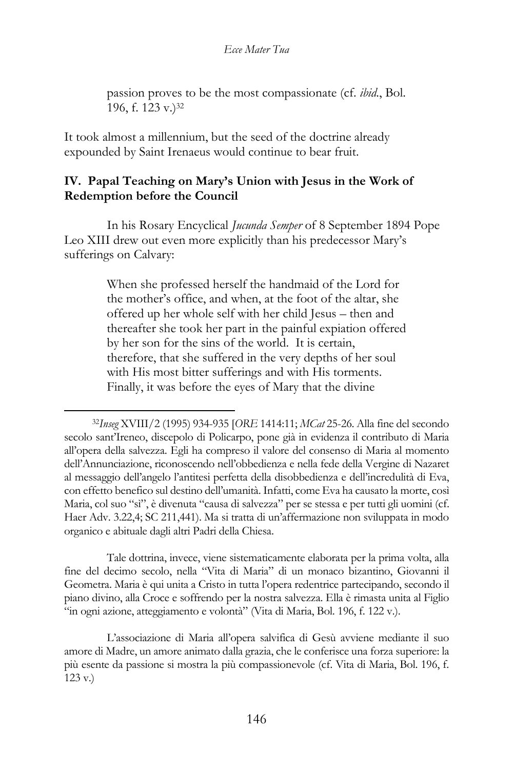> passion proves to be the most compassionate (cf. *ibid.*, Bol. 196, f. 123 v.)[32]

It took almost a millennium, but the seed of the doctrine already expounded by Saint Irenaeus would continue to bear fruit.

## IV. Papal Teaching on Mary's Union with Jesus in the Work of Redemption before the Council

In his Rosary Encyclical *Jucunda Semper* of 8 September 1894 Pope Leo XIII drew out even more explicitly than his predecessor Mary's sufferings on Calvary:

> When she professed herself the handmaid of the Lord for the mother's office, and when, at the foot of the altar, she offered up her whole self with her child Jesus – then and thereafter she took her part in the painful expiation offered by her son for the sins of the world. It is certain, therefore, that she suffered in the very depths of her soul with His most bitter sufferings and with His torments. Finally, it was before the eyes of Mary that the divine

---

[32] *Inseg* XVIII/2 (1995) 934-935 [*ORE* 1414:11; *MCat* 25-26. Alla fine del secondo secolo sant'Ireneo, discepolo di Policarpo, pone già in evidenza il contributo di Maria all'opera della salvezza. Egli ha compreso il valore del consenso di Maria al momento dell'Annunciazione, riconoscendo nell'obbedienza e nella fede della Vergine di Nazaret al messaggio dell'angelo l'antitesi perfetta della disobbedienza e dell'incredulità di Eva, con effetto benefico sul destino dell'umanità. Infatti, come Eva ha causato la morte, così Maria, col suo "sì", è divenuta "causa di salvezza" per se stessa e per tutti gli uomini (cf. Haer Adv. 3.22,4; SC 211,441). Ma si tratta di un'affermazione non sviluppata in modo organico e abituale dagli altri Padri della Chiesa.

Tale dottrina, invece, viene sistematicamente elaborata per la prima volta, alla fine del decimo secolo, nella "Vita di Maria" di un monaco bizantino, Giovanni il Geometra. Maria è qui unita a Cristo in tutta l'opera redentrice partecipando, secondo il piano divino, alla Croce e soffrendo per la nostra salvezza. Ella è rimasta unita al Figlio "in ogni azione, atteggiamento e volontà" (Vita di Maria, Bol. 196, f. 122 v.).

L'associazione di Maria all'opera salvifica di Gesù avviene mediante il suo amore di Madre, un amore animato dalla grazia, che le conferisce una forza superiore: la più esente da passione si mostra la più compassionevole (cf. Vita di Maria, Bol. 196, f. 123 v.)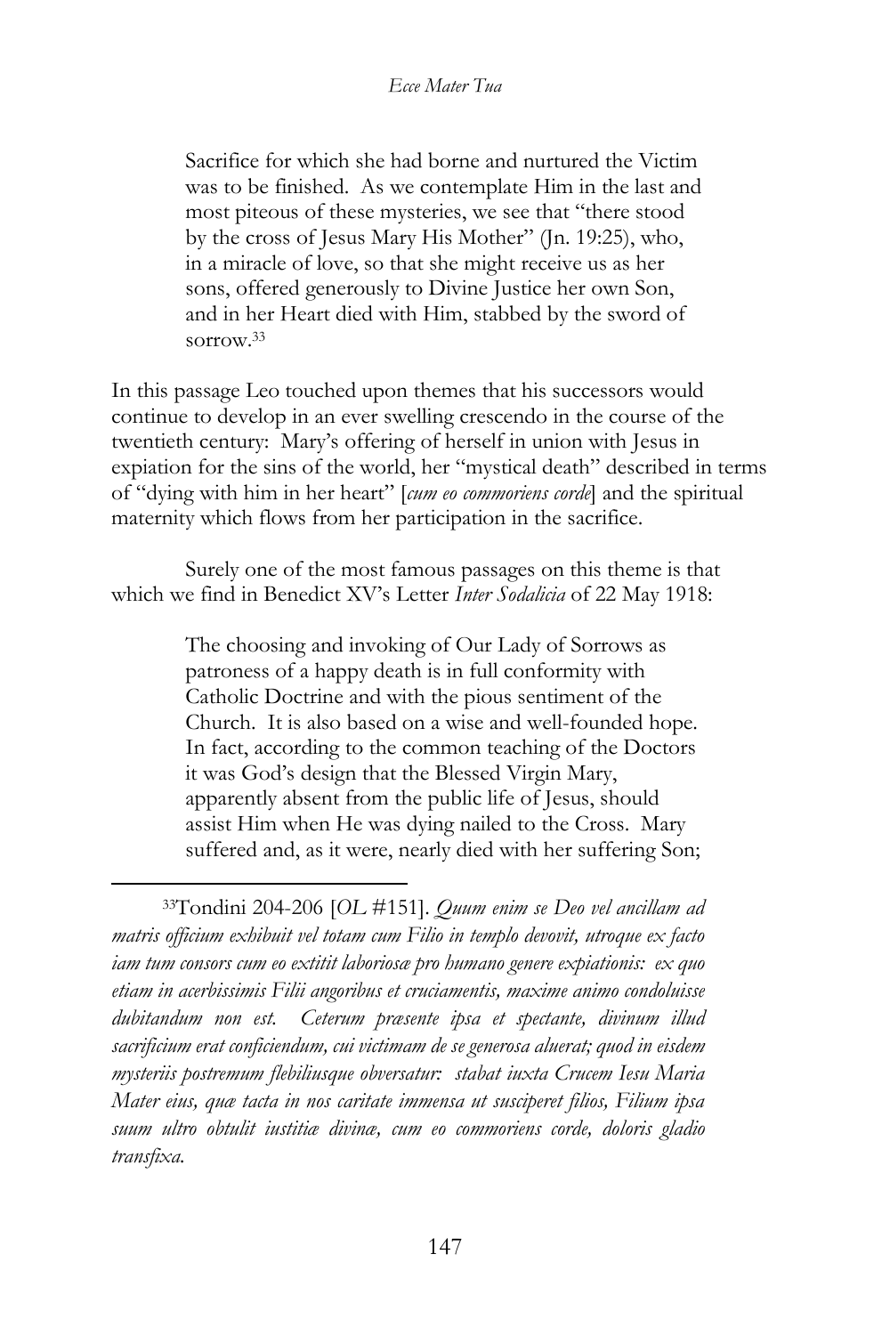> Sacrifice for which she had borne and nurtured the Victim was to be finished. As we contemplate Him in the last and most piteous of these mysteries, we see that "there stood by the cross of Jesus Mary His Mother" (Jn. 19:25), who, in a miracle of love, so that she might receive us as her sons, offered generously to Divine Justice her own Son, and in her Heart died with Him, stabbed by the sword of sorrow.[33]

In this passage Leo touched upon themes that his successors would continue to develop in an ever swelling crescendo in the course of the twentieth century: Mary's offering of herself in union with Jesus in expiation for the sins of the world, her "mystical death" described in terms of "dying with him in her heart" [*cum eo commoriens corde*] and the spiritual maternity which flows from her participation in the sacrifice.

Surely one of the most famous passages on this theme is that which we find in Benedict XV's Letter *Inter Sodalicia* of 22 May 1918:

> The choosing and invoking of Our Lady of Sorrows as patroness of a happy death is in full conformity with Catholic Doctrine and with the pious sentiment of the Church. It is also based on a wise and well-founded hope. In fact, according to the common teaching of the Doctors it was God's design that the Blessed Virgin Mary, apparently absent from the public life of Jesus, should assist Him when He was dying nailed to the Cross. Mary suffered and, as it were, nearly died with her suffering Son;

---

[33] Tondini 204-206 [*OL* #151]. *Quum enim se Deo vel ancillam ad matris officium exhibuit vel totam cum Filio in templo devovit, utroque ex facto iam tum consors cum eo extitit laboriosæ pro humano genere expiationis: ex quo etiam in acerbissimis Filii angoribus et cruciamentis, maxime animo condoluisse dubitandum non est. Ceterum præsente ipsa et spectante, divinum illud sacrificium erat conficiendum, cui victimam de se generosa aluerat; quod in eisdem mysteriis postremum flebiliusque obversatur: stabat iuxta Crucem Iesu Maria Mater eius, quæ tacta in nos caritate immensa ut susciperet filios, Filium ipsa suum ultro obtulit iustitiæ divinæ, cum eo commoriens corde, doloris gladio transfixa.*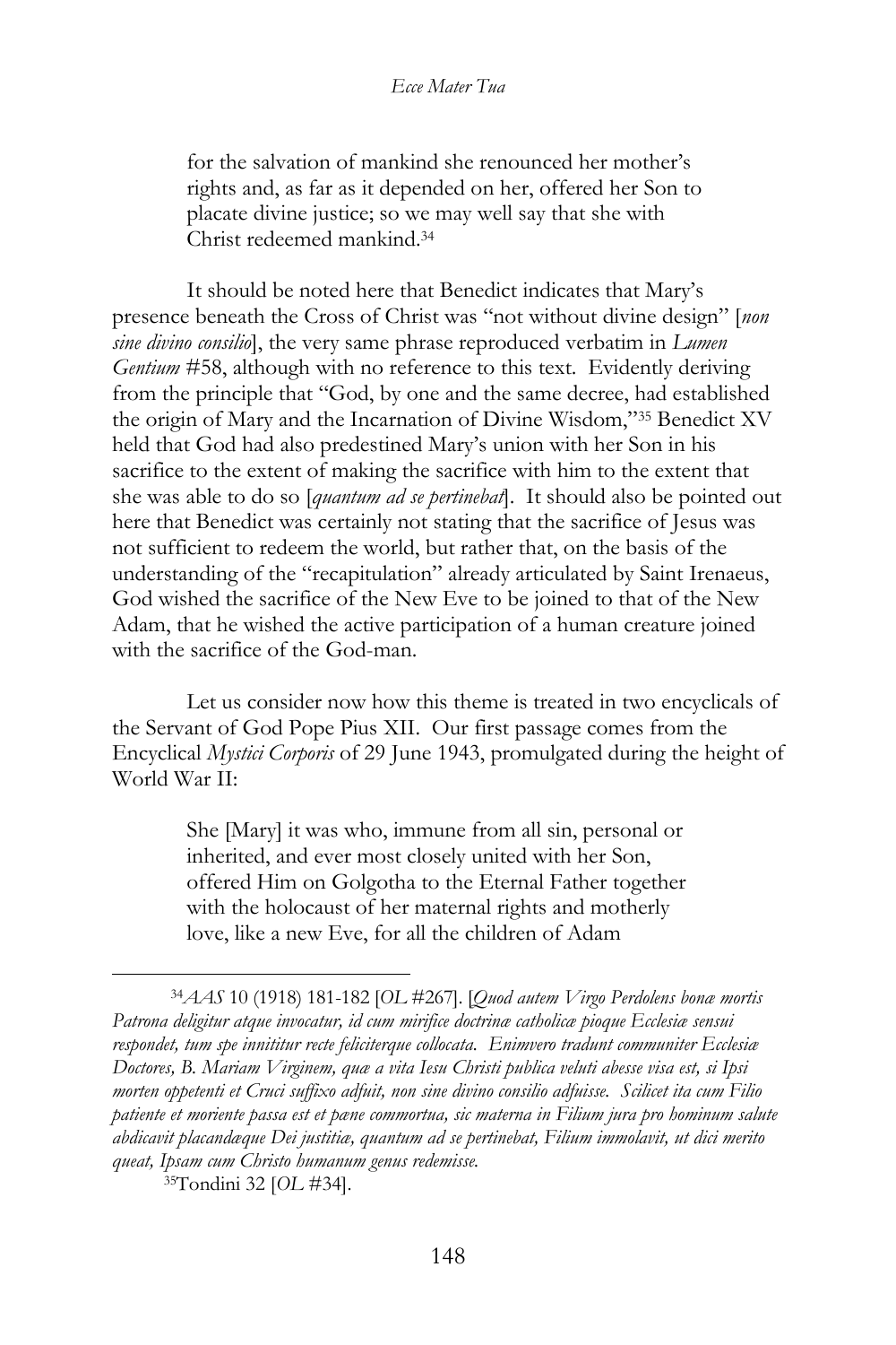> for the salvation of mankind she renounced her mother's rights and, as far as it depended on her, offered her Son to placate divine justice; so we may well say that she with Christ redeemed mankind.[34]

It should be noted here that Benedict indicates that Mary's presence beneath the Cross of Christ was "not without divine design" [*non sine divino consilio*], the very same phrase reproduced verbatim in *Lumen Gentium* #58, although with no reference to this text. Evidently deriving from the principle that "God, by one and the same decree, had established the origin of Mary and the Incarnation of Divine Wisdom,"[35] Benedict XV held that God had also predestined Mary's union with her Son in his sacrifice to the extent of making the sacrifice with him to the extent that she was able to do so [*quantum ad se pertinebat*]. It should also be pointed out here that Benedict was certainly not stating that the sacrifice of Jesus was not sufficient to redeem the world, but rather that, on the basis of the understanding of the "recapitulation" already articulated by Saint Irenaeus, God wished the sacrifice of the New Eve to be joined to that of the New Adam, that he wished the active participation of a human creature joined with the sacrifice of the God-man.

Let us consider now how this theme is treated in two encyclicals of the Servant of God Pope Pius XII. Our first passage comes from the Encyclical *Mystici Corporis* of 29 June 1943, promulgated during the height of World War II:

> She [Mary] it was who, immune from all sin, personal or inherited, and ever most closely united with her Son, offered Him on Golgotha to the Eternal Father together with the holocaust of her maternal rights and motherly love, like a new Eve, for all the children of Adam

---

[34] *AAS* 10 (1918) 181-182 [*OL* #267]. [*Quod autem Virgo Perdolens bonæ mortis Patrona deligitur atque invocatur, id cum mirifice doctrinæ catholicæ pioque Ecclesiæ sensui respondet, tum spe innititur recte feliciterque collocata. Enimvero tradunt communiter Ecclesiæ Doctores, B. Mariam Virginem, quæ a vita Iesu Christi publica veluti abesse visa est, si Ipsi morten oppetenti et Cruci suffixo adfuit, non sine divino consilio adfuisse. Scilicet ita cum Filio patiente et moriente passa est et pæne commortua, sic materna in Filium jura pro hominum salute abdicavit placandæque Dei justitiæ, quantum ad se pertinebat, Filium immolavit, ut dici merito queat, Ipsam cum Christo humanum genus redemisse.*

[35] Tondini 32 [*OL* #34].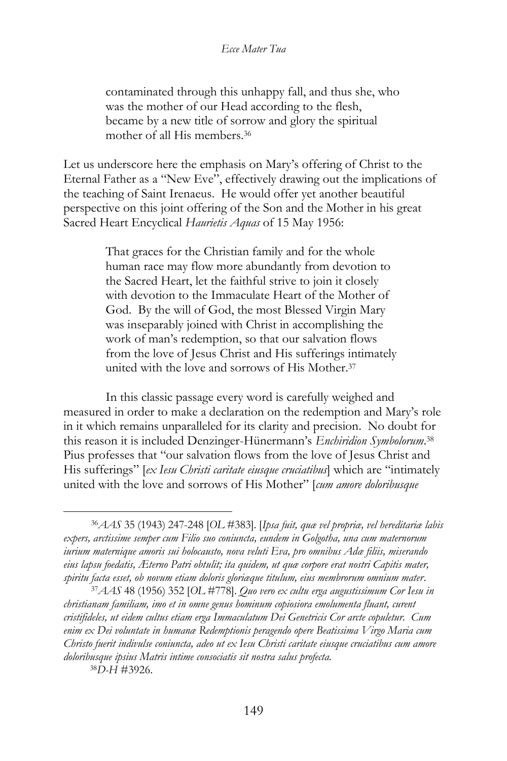> contaminated through this unhappy fall, and thus she, who was the mother of our Head according to the flesh, became by a new title of sorrow and glory the spiritual mother of all His members.[36]

Let us underscore here the emphasis on Mary's offering of Christ to the Eternal Father as a "New Eve", effectively drawing out the implications of the teaching of Saint Irenaeus. He would offer yet another beautiful perspective on this joint offering of the Son and the Mother in his great Sacred Heart Encyclical *Haurietis Aquas* of 15 May 1956:

> That graces for the Christian family and for the whole human race may flow more abundantly from devotion to the Sacred Heart, let the faithful strive to join it closely with devotion to the Immaculate Heart of the Mother of God. By the will of God, the most Blessed Virgin Mary was inseparably joined with Christ in accomplishing the work of man's redemption, so that our salvation flows from the love of Jesus Christ and His sufferings intimately united with the love and sorrows of His Mother.[37]

In this classic passage every word is carefully weighed and measured in order to make a declaration on the redemption and Mary's role in it which remains unparalleled for its clarity and precision. No doubt for this reason it is included Denzinger-Hünermann's *Enchiridion Symbolorum*.[38] Pius professes that "our salvation flows from the love of Jesus Christ and His sufferings" [*ex Iesu Christi caritate eiusque cruciatibus*] which are "intimately united with the love and sorrows of His Mother" [*cum amore doloribusque*

---

[36] *AAS* 35 (1943) 247-248 [*OL* #383]. [*Ipsa fuit, quæ vel propriæ, vel hereditariæ labis expers, arctissime semper cum Filio suo coniuncta, eundem in Golgotha, una cum maternorum iurium materníque amoris sui holocausto, nova veluti Eva, pro omnibus Adæ filiis, miserando eius lapsu foedatis, Æterno Patri obtulit; ita quidem, ut quæ corpore erat nostri Capitis mater, spiritu facta esset, ob novum etiam doloris gloriæque titulum, eius membrorum omnium mater*.

[37] *AAS* 48 (1956) 352 [*OL* #778]. *Quo vero ex cultu erga augustissimum Cor Iesu in christianam familiam, imo et in omne genus hominum copiosiora emolumenta fluant, curent cristifideles, ut eidem cultus etiam erga Immaculatum Dei Genetricis Cor arcte copuletur. Cum enim ex Dei voluntate in humanæ Redemptionis peragendo opere Beatissima Virgo Maria cum Christo fuerit indivulse coniuncta, adeo ut ex Iesu Christi caritate eiusque cruciatibus cum amore doloribusque ipsius Matris intime consociatis sit nostra salus profecta.*

[38] *D-H* #3926.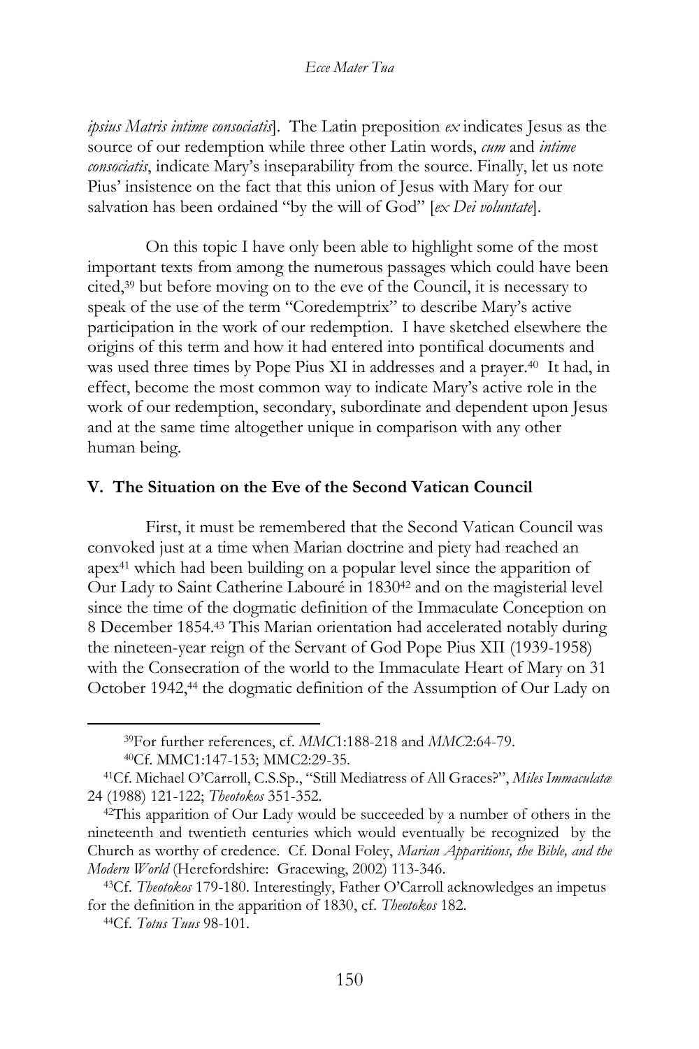*ipsius Matris intime consociatis*]. The Latin preposition *ex* indicates Jesus as the source of our redemption while three other Latin words, *cum* and *intime consociatis*, indicate Mary's inseparability from the source. Finally, let us note Pius' insistence on the fact that this union of Jesus with Mary for our salvation has been ordained "by the will of God" [*ex Dei voluntate*].

On this topic I have only been able to highlight some of the most important texts from among the numerous passages which could have been cited,[39] but before moving on to the eve of the Council, it is necessary to speak of the use of the term "Coredemptrix" to describe Mary's active participation in the work of our redemption. I have sketched elsewhere the origins of this term and how it had entered into pontifical documents and was used three times by Pope Pius XI in addresses and a prayer.[40] It had, in effect, become the most common way to indicate Mary's active role in the work of our redemption, secondary, subordinate and dependent upon Jesus and at the same time altogether unique in comparison with any other human being.

## V. The Situation on the Eve of the Second Vatican Council

First, it must be remembered that the Second Vatican Council was convoked just at a time when Marian doctrine and piety had reached an apex[41] which had been building on a popular level since the apparition of Our Lady to Saint Catherine Labouré in 1830[42] and on the magisterial level since the time of the dogmatic definition of the Immaculate Conception on 8 December 1854.[43] This Marian orientation had accelerated notably during the nineteen-year reign of the Servant of God Pope Pius XII (1939-1958) with the Consecration of the world to the Immaculate Heart of Mary on 31 October 1942,[44] the dogmatic definition of the Assumption of Our Lady on

---

[39]For further references, cf. *MMC*1:188-218 and *MMC*2:64-79.

[40]Cf. MMC1:147-153; MMC2:29-35.

[41]Cf. Michael O'Carroll, C.S.Sp., "Still Mediatress of All Graces?", *Miles Immaculatæ* 24 (1988) 121-122; *Theotokos* 351-352.

[42]This apparition of Our Lady would be succeeded by a number of others in the nineteenth and twentieth centuries which would eventually be recognized by the Church as worthy of credence. Cf. Donal Foley, *Marian Apparitions, the Bible, and the Modern World* (Herefordshire: Gracewing, 2002) 113-346.

[43]Cf. *Theotokos* 179-180. Interestingly, Father O'Carroll acknowledges an impetus for the definition in the apparition of 1830, cf. *Theotokos* 182.

[44]Cf. *Totus Tuus* 98-101.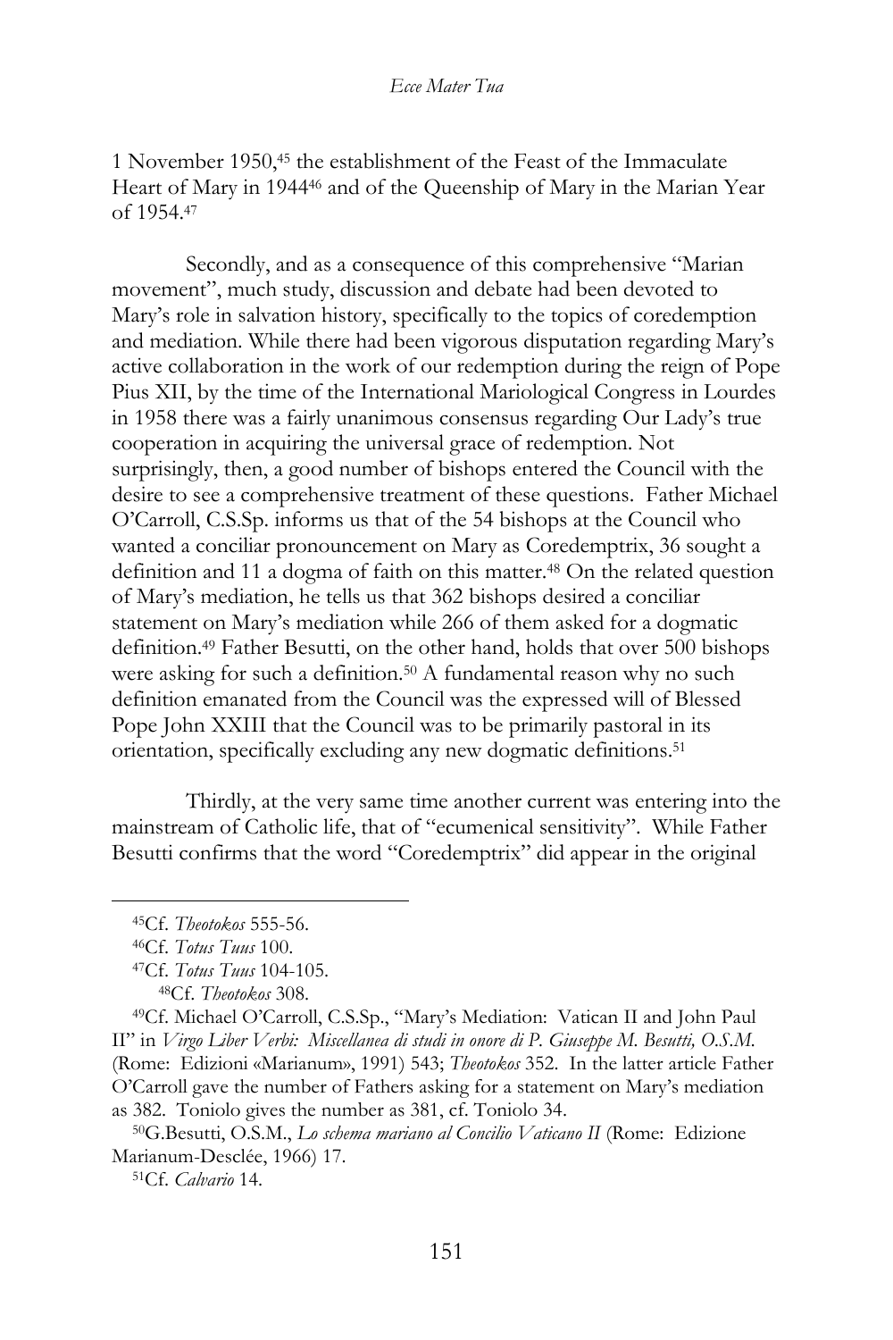1 November 1950,[45] the establishment of the Feast of the Immaculate Heart of Mary in 1944[46] and of the Queenship of Mary in the Marian Year of 1954.[47]

Secondly, and as a consequence of this comprehensive "Marian movement", much study, discussion and debate had been devoted to Mary's role in salvation history, specifically to the topics of coredemption and mediation. While there had been vigorous disputation regarding Mary's active collaboration in the work of our redemption during the reign of Pope Pius XII, by the time of the International Mariological Congress in Lourdes in 1958 there was a fairly unanimous consensus regarding Our Lady's true cooperation in acquiring the universal grace of redemption. Not surprisingly, then, a good number of bishops entered the Council with the desire to see a comprehensive treatment of these questions. Father Michael O'Carroll, C.S.Sp. informs us that of the 54 bishops at the Council who wanted a conciliar pronouncement on Mary as Coredemptrix, 36 sought a definition and 11 a dogma of faith on this matter.[48] On the related question of Mary's mediation, he tells us that 362 bishops desired a conciliar statement on Mary's mediation while 266 of them asked for a dogmatic definition.[49] Father Besutti, on the other hand, holds that over 500 bishops were asking for such a definition.[50] A fundamental reason why no such definition emanated from the Council was the expressed will of Blessed Pope John XXIII that the Council was to be primarily pastoral in its orientation, specifically excluding any new dogmatic definitions.[51]

Thirdly, at the very same time another current was entering into the mainstream of Catholic life, that of "ecumenical sensitivity". While Father Besutti confirms that the word "Coredemptrix" did appear in the original

---

[45]Cf. *Theotokos* 555-56.

[46]Cf. *Totus Tuus* 100.

[47]Cf. *Totus Tuus* 104-105.

[48]Cf. *Theotokos* 308.

[49]Cf. Michael O'Carroll, C.S.Sp., "Mary's Mediation: Vatican II and John Paul II" in *Virgo Liber Verbi: Miscellanea di studi in onore di P. Giuseppe M. Besutti, O.S.M.* (Rome: Edizioni «Marianum», 1991) 543; *Theotokos* 352. In the latter article Father O'Carroll gave the number of Fathers asking for a statement on Mary's mediation as 382. Toniolo gives the number as 381, cf. Toniolo 34.

[50]G.Besutti, O.S.M., *Lo schema mariano al Concilio Vaticano II* (Rome: Edizione Marianum-Desclée, 1966) 17.

[51]Cf. *Calvario* 14.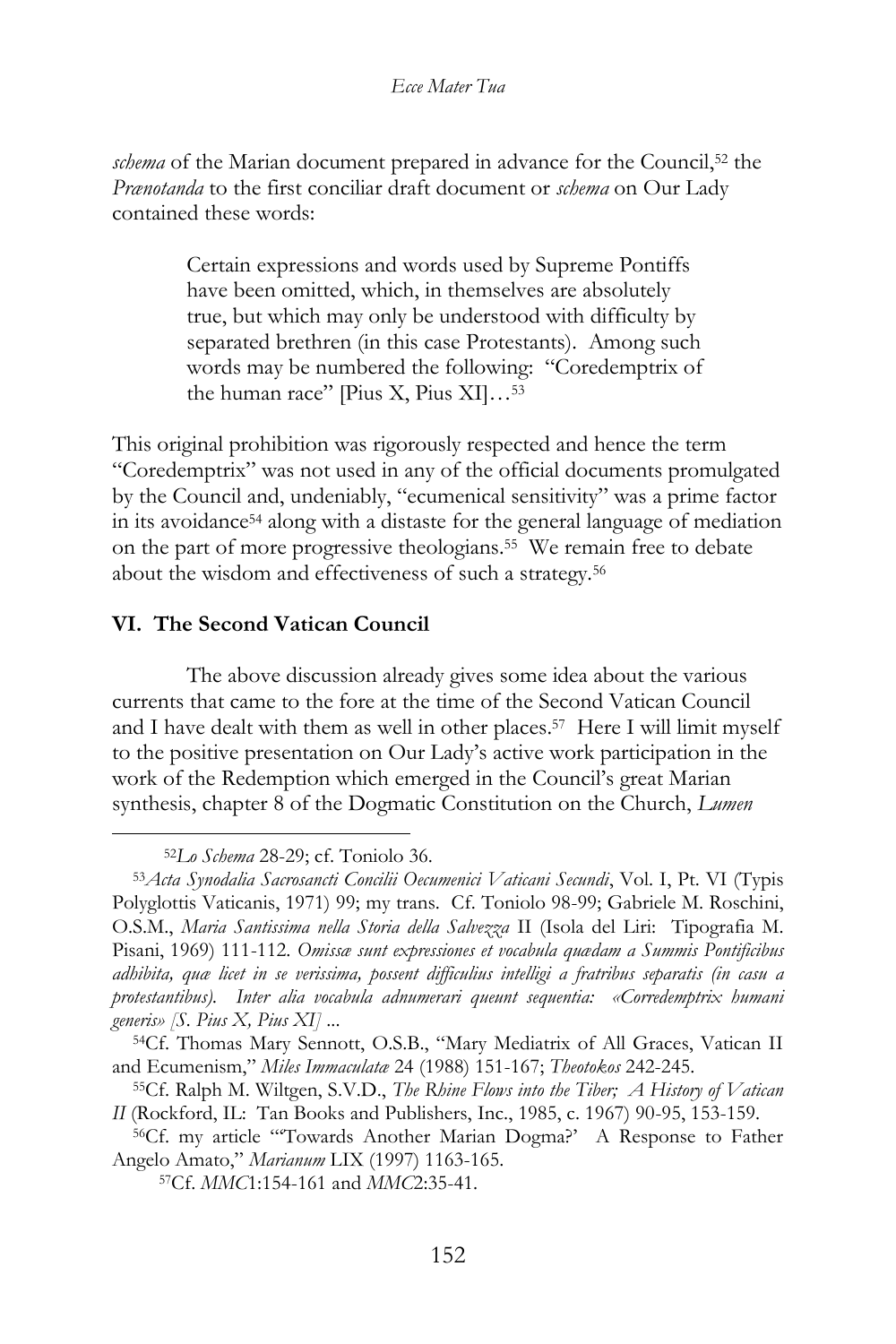*schema* of the Marian document prepared in advance for the Council,[52] the *Prænotanda* to the first conciliar draft document or *schema* on Our Lady contained these words:

> Certain expressions and words used by Supreme Pontiffs have been omitted, which, in themselves are absolutely true, but which may only be understood with difficulty by separated brethren (in this case Protestants). Among such words may be numbered the following: "Coredemptrix of the human race" [Pius X, Pius XI]…[53]

This original prohibition was rigorously respected and hence the term "Coredemptrix" was not used in any of the official documents promulgated by the Council and, undeniably, "ecumenical sensitivity" was a prime factor in its avoidance[54] along with a distaste for the general language of mediation on the part of more progressive theologians.[55] We remain free to debate about the wisdom and effectiveness of such a strategy.[56]

## VI. The Second Vatican Council

The above discussion already gives some idea about the various currents that came to the fore at the time of the Second Vatican Council and I have dealt with them as well in other places.[57] Here I will limit myself to the positive presentation on Our Lady's active work participation in the work of the Redemption which emerged in the Council's great Marian synthesis, chapter 8 of the Dogmatic Constitution on the Church, *Lumen*

---

[52]*Lo Schema* 28-29; cf. Toniolo 36.

[53]*Acta Synodalia Sacrosancti Concilii Oecumenici Vaticani Secundi*, Vol. I, Pt. VI (Typis Polyglottis Vaticanis, 1971) 99; my trans. Cf. Toniolo 98-99; Gabriele M. Roschini, O.S.M., *Maria Santissima nella Storia della Salvezza* II (Isola del Liri: Tipografia M. Pisani, 1969) 111-112. *Omissæ sunt expressiones et vocabula quædam a Summis Pontificibus adhibita, quæ licet in se verissima, possent difficulius intelligi a fratribus separatis (in casu a protestantibus). Inter alia vocabula adnumerari queunt sequentia: «Corredemptrix humani generis» [S. Pius X, Pius XI] ...*

[54]Cf. Thomas Mary Sennott, O.S.B., "Mary Mediatrix of All Graces, Vatican II and Ecumenism," *Miles Immaculatæ* 24 (1988) 151-167; *Theotokos* 242-245.

[55]Cf. Ralph M. Wiltgen, S.V.D., *The Rhine Flows into the Tiber; A History of Vatican II* (Rockford, IL: Tan Books and Publishers, Inc., 1985, c. 1967) 90-95, 153-159.

[56]Cf. my article "'Towards Another Marian Dogma?' A Response to Father Angelo Amato," *Marianum* LIX (1997) 1163-165.

[57]Cf. *MMC*1:154-161 and *MMC*2:35-41.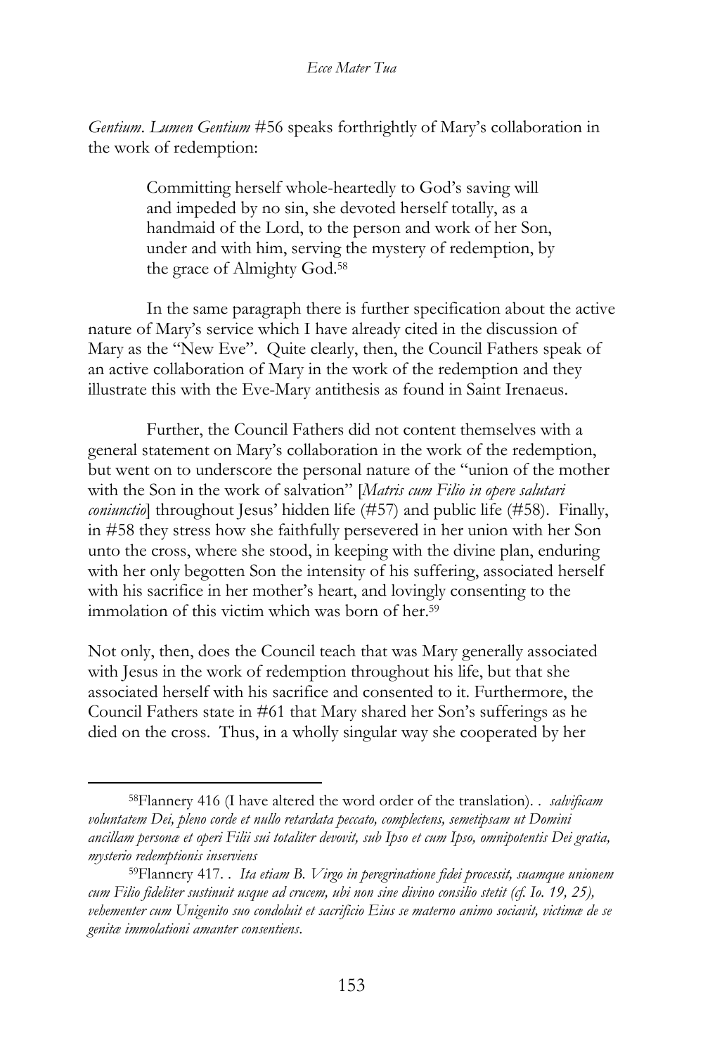*Gentium*. *Lumen Gentium* #56 speaks forthrightly of Mary's collaboration in the work of redemption:

> Committing herself whole-heartedly to God's saving will and impeded by no sin, she devoted herself totally, as a handmaid of the Lord, to the person and work of her Son, under and with him, serving the mystery of redemption, by the grace of Almighty God.[58]

In the same paragraph there is further specification about the active nature of Mary's service which I have already cited in the discussion of Mary as the "New Eve". Quite clearly, then, the Council Fathers speak of an active collaboration of Mary in the work of the redemption and they illustrate this with the Eve-Mary antithesis as found in Saint Irenaeus.

Further, the Council Fathers did not content themselves with a general statement on Mary's collaboration in the work of the redemption, but went on to underscore the personal nature of the "union of the mother with the Son in the work of salvation" [*Matris cum Filio in opere salutari coniunctio*] throughout Jesus' hidden life (#57) and public life (#58). Finally, in #58 they stress how she faithfully persevered in her union with her Son unto the cross, where she stood, in keeping with the divine plan, enduring with her only begotten Son the intensity of his suffering, associated herself with his sacrifice in her mother's heart, and lovingly consenting to the immolation of this victim which was born of her.[59]

Not only, then, does the Council teach that was Mary generally associated with Jesus in the work of redemption throughout his life, but that she associated herself with his sacrifice and consented to it. Furthermore, the Council Fathers state in #61 that Mary shared her Son's sufferings as he died on the cross. Thus, in a wholly singular way she cooperated by her

---

[58]Flannery 416 (I have altered the word order of the translation). . *salvificam voluntatem Dei, pleno corde et nullo retardata peccato, complectens, semetipsam ut Domini ancillam personæ et operi Filii sui totaliter devovit, sub Ipso et cum Ipso, omnipotentis Dei gratia, mysterio redemptionis inserviens*

[59]Flannery 417. . *Ita etiam B. Virgo in peregrinatione fidei processit, suamque unionem cum Filio fideliter sustinuit usque ad crucem, ubi non sine divino consilio stetit (cf. Io. 19, 25), vehementer cum Unigenito suo condoluit et sacrificio Eius se materno animo sociavit, victimæ de se genitæ immolationi amanter consentiens*.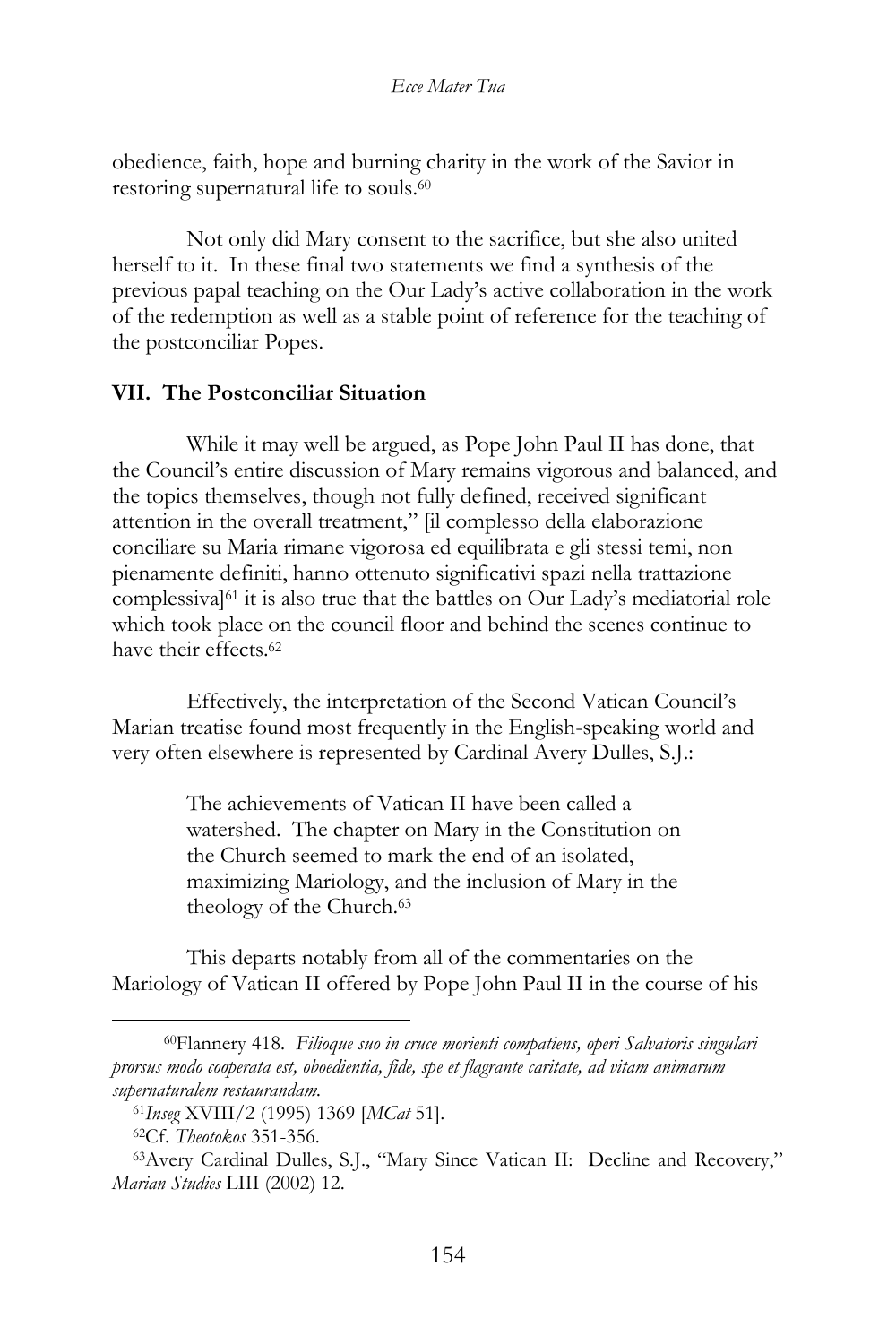obedience, faith, hope and burning charity in the work of the Savior in restoring supernatural life to souls.[60]

Not only did Mary consent to the sacrifice, but she also united herself to it. In these final two statements we find a synthesis of the previous papal teaching on the Our Lady's active collaboration in the work of the redemption as well as a stable point of reference for the teaching of the postconciliar Popes.

## VII. The Postconciliar Situation

While it may well be argued, as Pope John Paul II has done, that the Council's entire discussion of Mary remains vigorous and balanced, and the topics themselves, though not fully defined, received significant attention in the overall treatment," [il complesso della elaborazione conciliare su Maria rimane vigorosa ed equilibrata e gli stessi temi, non pienamente definiti, hanno ottenuto significativi spazi nella trattazione complessiva][61] it is also true that the battles on Our Lady's mediatorial role which took place on the council floor and behind the scenes continue to have their effects.[62]

Effectively, the interpretation of the Second Vatican Council's Marian treatise found most frequently in the English-speaking world and very often elsewhere is represented by Cardinal Avery Dulles, S.J.:

> The achievements of Vatican II have been called a watershed. The chapter on Mary in the Constitution on the Church seemed to mark the end of an isolated, maximizing Mariology, and the inclusion of Mary in the theology of the Church.[63]

This departs notably from all of the commentaries on the Mariology of Vatican II offered by Pope John Paul II in the course of his

---

[60]Flannery 418. *Filioque suo in cruce morienti compatiens, operi Salvatoris singulari prorsus modo cooperata est, oboedientia, fide, spe et flagrante caritate, ad vitam animarum supernaturalem restaurandam.*

[61]*Inseg* XVIII/2 (1995) 1369 [*MCat* 51].

[62]Cf. *Theotokos* 351-356.

[63]Avery Cardinal Dulles, S.J., "Mary Since Vatican II: Decline and Recovery," *Marian Studies* LIII (2002) 12.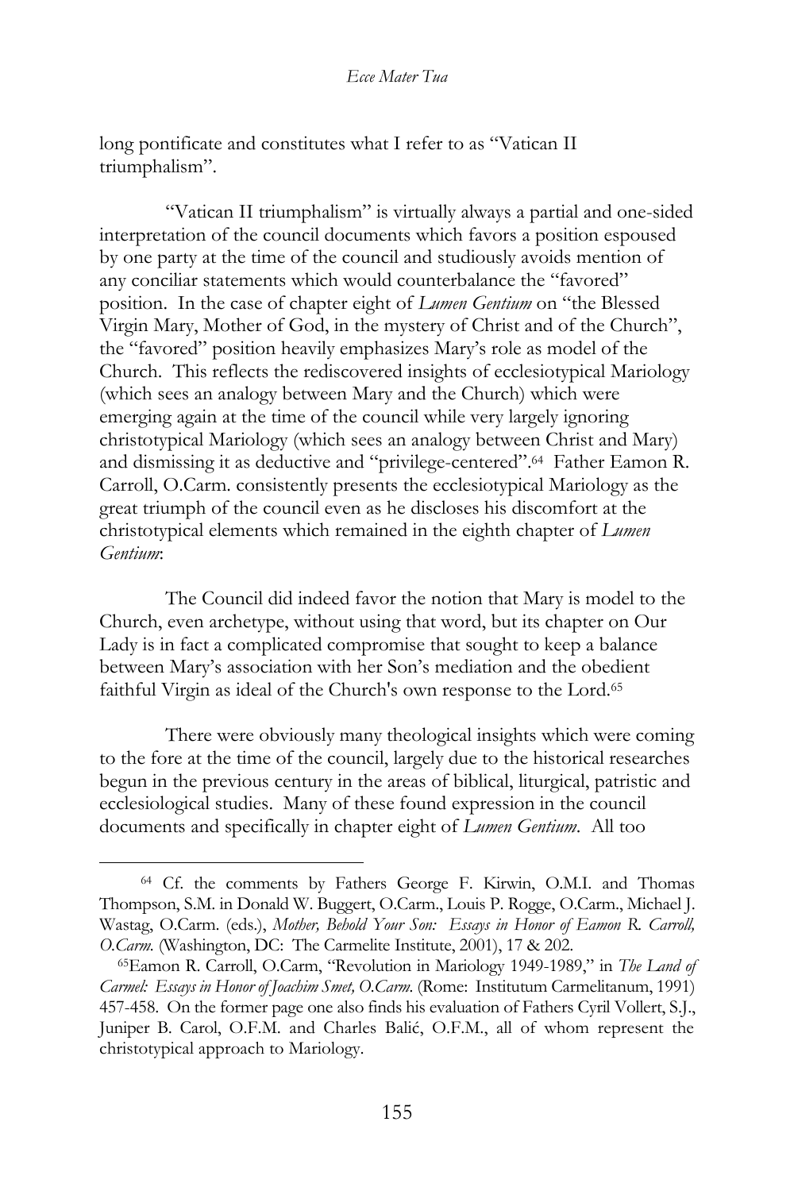long pontificate and constitutes what I refer to as "Vatican II triumphalism".

"Vatican II triumphalism" is virtually always a partial and one-sided interpretation of the council documents which favors a position espoused by one party at the time of the council and studiously avoids mention of any conciliar statements which would counterbalance the "favored" position. In the case of chapter eight of *Lumen Gentium* on "the Blessed Virgin Mary, Mother of God, in the mystery of Christ and of the Church", the "favored" position heavily emphasizes Mary's role as model of the Church. This reflects the rediscovered insights of ecclesiotypical Mariology (which sees an analogy between Mary and the Church) which were emerging again at the time of the council while very largely ignoring christotypical Mariology (which sees an analogy between Christ and Mary) and dismissing it as deductive and "privilege-centered".[64] Father Eamon R. Carroll, O.Carm. consistently presents the ecclesiotypical Mariology as the great triumph of the council even as he discloses his discomfort at the christotypical elements which remained in the eighth chapter of *Lumen Gentium*:

> The Council did indeed favor the notion that Mary is model to the Church, even archetype, without using that word, but its chapter on Our Lady is in fact a complicated compromise that sought to keep a balance between Mary's association with her Son's mediation and the obedient faithful Virgin as ideal of the Church's own response to the Lord.[65]

There were obviously many theological insights which were coming to the fore at the time of the council, largely due to the historical researches begun in the previous century in the areas of biblical, liturgical, patristic and ecclesiological studies. Many of these found expression in the council documents and specifically in chapter eight of *Lumen Gentium*. All too

---

[64] Cf. the comments by Fathers George F. Kirwin, O.M.I. and Thomas Thompson, S.M. in Donald W. Buggert, O.Carm., Louis P. Rogge, O.Carm., Michael J. Wastag, O.Carm. (eds.), *Mother, Behold Your Son: Essays in Honor of Eamon R. Carroll, O.Carm.* (Washington, DC: The Carmelite Institute, 2001), 17 & 202.

[65] Eamon R. Carroll, O.Carm, "Revolution in Mariology 1949-1989," in *The Land of Carmel: Essays in Honor of Joachim Smet, O.Carm.* (Rome: Institutum Carmelitanum, 1991) 457-458. On the former page one also finds his evaluation of Fathers Cyril Vollert, S.J., Juniper B. Carol, O.F.M. and Charles Balić, O.F.M., all of whom represent the christotypical approach to Mariology.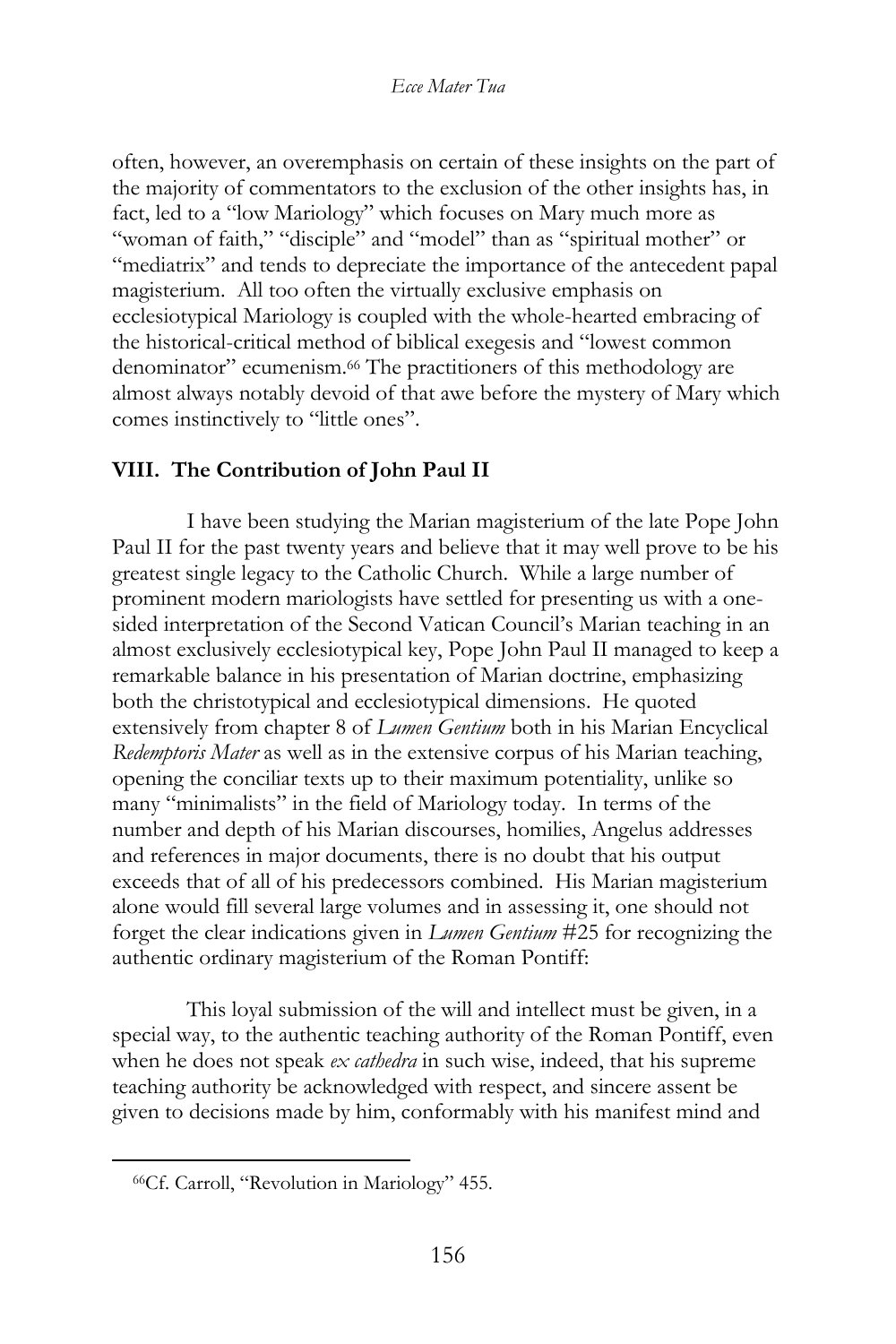often, however, an overemphasis on certain of these insights on the part of the majority of commentators to the exclusion of the other insights has, in fact, led to a "low Mariology" which focuses on Mary much more as "woman of faith," "disciple" and "model" than as "spiritual mother" or "mediatrix" and tends to depreciate the importance of the antecedent papal magisterium. All too often the virtually exclusive emphasis on ecclesiotypical Mariology is coupled with the whole-hearted embracing of the historical-critical method of biblical exegesis and "lowest common denominator" ecumenism.[66] The practitioners of this methodology are almost always notably devoid of that awe before the mystery of Mary which comes instinctively to "little ones".

## VIII. The Contribution of John Paul II

I have been studying the Marian magisterium of the late Pope John Paul II for the past twenty years and believe that it may well prove to be his greatest single legacy to the Catholic Church. While a large number of prominent modern mariologists have settled for presenting us with a one-sided interpretation of the Second Vatican Council's Marian teaching in an almost exclusively ecclesiotypical key, Pope John Paul II managed to keep a remarkable balance in his presentation of Marian doctrine, emphasizing both the christotypical and ecclesiotypical dimensions. He quoted extensively from chapter 8 of *Lumen Gentium* both in his Marian Encyclical *Redemptoris Mater* as well as in the extensive corpus of his Marian teaching, opening the conciliar texts up to their maximum potentiality, unlike so many "minimalists" in the field of Mariology today. In terms of the number and depth of his Marian discourses, homilies, Angelus addresses and references in major documents, there is no doubt that his output exceeds that of all of his predecessors combined. His Marian magisterium alone would fill several large volumes and in assessing it, one should not forget the clear indications given in *Lumen Gentium* #25 for recognizing the authentic ordinary magisterium of the Roman Pontiff:

> This loyal submission of the will and intellect must be given, in a special way, to the authentic teaching authority of the Roman Pontiff, even when he does not speak *ex cathedra* in such wise, indeed, that his supreme teaching authority be acknowledged with respect, and sincere assent be given to decisions made by him, conformably with his manifest mind and

[66] Cf. Carroll, "Revolution in Mariology" 455.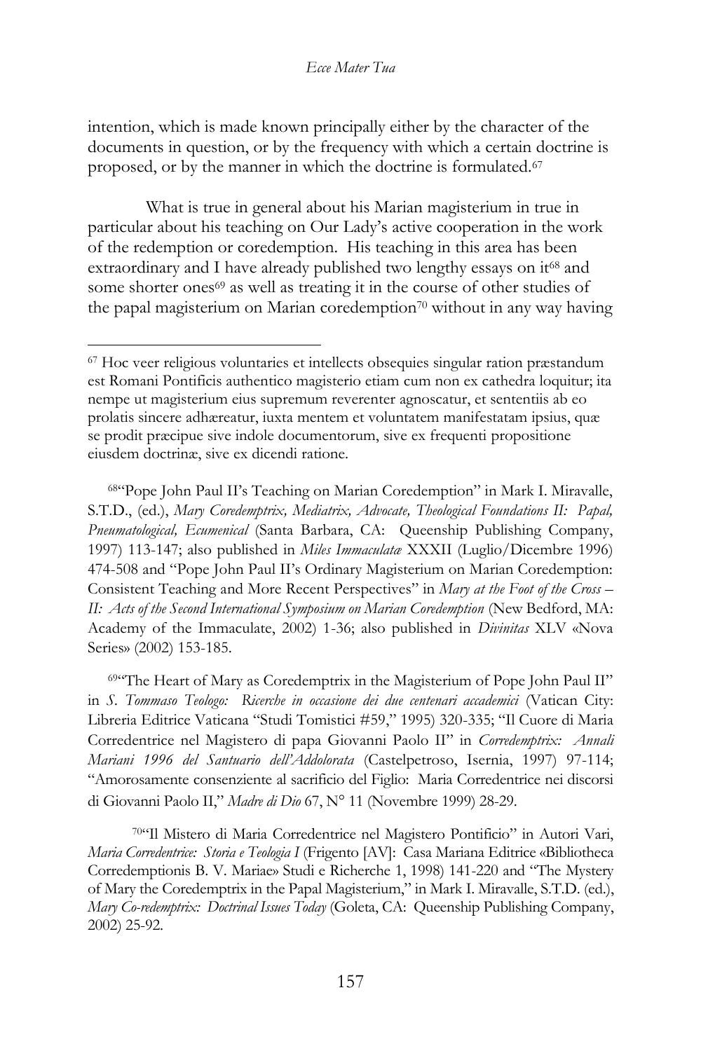intention, which is made known principally either by the character of the documents in question, or by the frequency with which a certain doctrine is proposed, or by the manner in which the doctrine is formulated.[67]

What is true in general about his Marian magisterium in true in particular about his teaching on Our Lady's active cooperation in the work of the redemption or coredemption. His teaching in this area has been extraordinary and I have already published two lengthy essays on it[68] and some shorter ones[69] as well as treating it in the course of other studies of the papal magisterium on Marian coredemption[70] without in any way having

---

[67] Hoc veer religious voluntaries et intellects obsequies singular ration præstandum est Romani Pontificis authentico magisterio etiam cum non ex cathedra loquitur; ita nempe ut magisterium eius supremum reverenter agnoscatur, et sententiis ab eo prolatis sincere adhæreatur, iuxta mentem et voluntatem manifestatam ipsius, quæ se prodit præcipue sive indole documentorum, sive ex frequenti propositione eiusdem doctrinæ, sive ex dicendi ratione.

[68] "Pope John Paul II's Teaching on Marian Coredemption" in Mark I. Miravalle, S.T.D., (ed.), *Mary Coredemptrix, Mediatrix, Advocate, Theological Foundations II: Papal, Pneumatological, Ecumenical* (Santa Barbara, CA: Queenship Publishing Company, 1997) 113-147; also published in *Miles Immaculatæ* XXXII (Luglio/Dicembre 1996) 474-508 and "Pope John Paul II's Ordinary Magisterium on Marian Coredemption: Consistent Teaching and More Recent Perspectives" in *Mary at the Foot of the Cross – II: Acts of the Second International Symposium on Marian Coredemption* (New Bedford, MA: Academy of the Immaculate, 2002) 1-36; also published in *Divinitas* XLV «Nova Series» (2002) 153-185.

[69] "The Heart of Mary as Coredemptrix in the Magisterium of Pope John Paul II" in *S. Tommaso Teologo: Ricerche in occasione dei due centenari accademici* (Vatican City: Libreria Editrice Vaticana "Studi Tomistici #59," 1995) 320-335; "Il Cuore di Maria Corredentrice nel Magistero di papa Giovanni Paolo II" in *Corredemptrix: Annali Mariani 1996 del Santuario dell'Addolorata* (Castelpetroso, Isernia, 1997) 97-114; "Amorosamente consenziente al sacrificio del Figlio: Maria Corredentrice nei discorsi di Giovanni Paolo II," *Madre di Dio* 67, N° 11 (Novembre 1999) 28-29.

[70] "Il Mistero di Maria Corredentrice nel Magistero Pontificio" in Autori Vari, *Maria Corredentrice: Storia e Teologia I* (Frigento [AV]: Casa Mariana Editrice «Bibliotheca Corredemptionis B. V. Mariae» Studi e Richerche 1, 1998) 141-220 and "The Mystery of Mary the Coredemptrix in the Papal Magisterium," in Mark I. Miravalle, S.T.D. (ed.), *Mary Co-redemptrix: Doctrinal Issues Today* (Goleta, CA: Queenship Publishing Company, 2002) 25-92.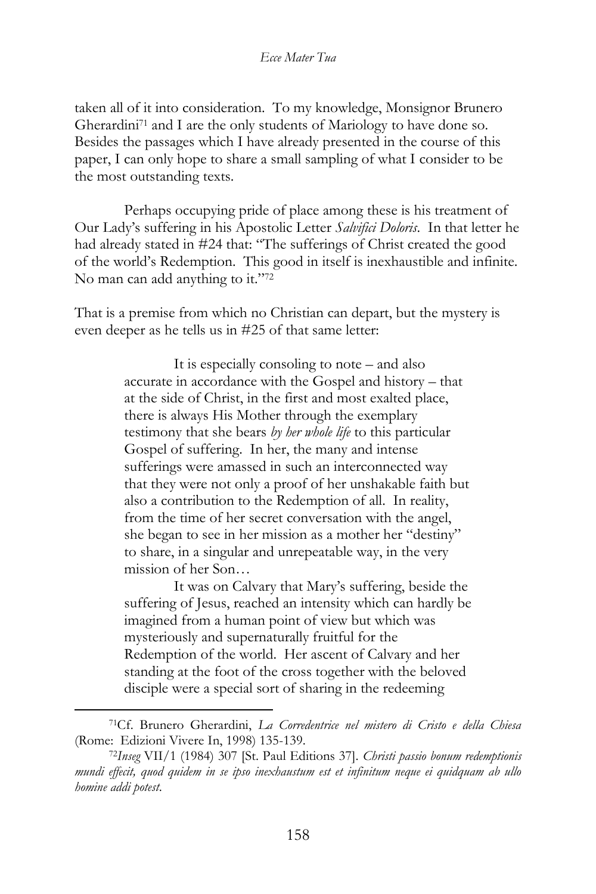taken all of it into consideration. To my knowledge, Monsignor Brunero Gherardini[71] and I are the only students of Mariology to have done so. Besides the passages which I have already presented in the course of this paper, I can only hope to share a small sampling of what I consider to be the most outstanding texts.

Perhaps occupying pride of place among these is his treatment of Our Lady's suffering in his Apostolic Letter *Salvifici Doloris*. In that letter he had already stated in #24 that: "The sufferings of Christ created the good of the world's Redemption. This good in itself is inexhaustible and infinite. No man can add anything to it."[72]

That is a premise from which no Christian can depart, but the mystery is even deeper as he tells us in #25 of that same letter:

> It is especially consoling to note – and also accurate in accordance with the Gospel and history – that at the side of Christ, in the first and most exalted place, there is always His Mother through the exemplary testimony that she bears *by her whole life* to this particular Gospel of suffering. In her, the many and intense sufferings were amassed in such an interconnected way that they were not only a proof of her unshakable faith but also a contribution to the Redemption of all. In reality, from the time of her secret conversation with the angel, she began to see in her mission as a mother her "destiny" to share, in a singular and unrepeatable way, in the very mission of her Son…
>
> It was on Calvary that Mary's suffering, beside the suffering of Jesus, reached an intensity which can hardly be imagined from a human point of view but which was mysteriously and supernaturally fruitful for the Redemption of the world. Her ascent of Calvary and her standing at the foot of the cross together with the beloved disciple were a special sort of sharing in the redeeming

---

[71] Cf. Brunero Gherardini, *La Corredentrice nel mistero di Cristo e della Chiesa* (Rome: Edizioni Vivere In, 1998) 135-139.

[72] *Inseg* VII/1 (1984) 307 [St. Paul Editions 37]. *Christi passio bonum redemptionis mundi effecit, quod quidem in se ipso inexhaustum est et infinitum neque ei quidquam ab ullo homine addi potest.*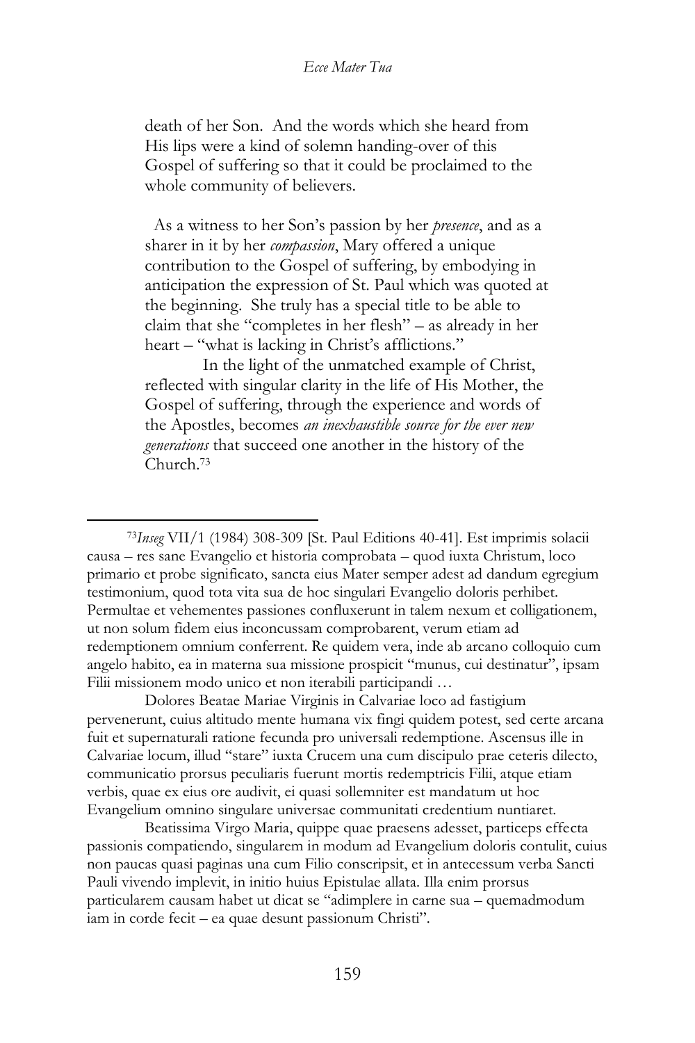death of her Son. And the words which she heard from His lips were a kind of solemn handing-over of this Gospel of suffering so that it could be proclaimed to the whole community of believers.

As a witness to her Son's passion by her *presence*, and as a sharer in it by her *compassion*, Mary offered a unique contribution to the Gospel of suffering, by embodying in anticipation the expression of St. Paul which was quoted at the beginning. She truly has a special title to be able to claim that she "completes in her flesh" – as already in her heart – "what is lacking in Christ's afflictions."

In the light of the unmatched example of Christ, reflected with singular clarity in the life of His Mother, the Gospel of suffering, through the experience and words of the Apostles, becomes *an inexhaustible source for the ever new generations* that succeed one another in the history of the Church.[73]

---

[73]*Inseg* VII/1 (1984) 308-309 [St. Paul Editions 40-41]. Est imprimis solacii causa – res sane Evangelio et historia comprobata – quod iuxta Christum, loco primario et probe significato, sancta eius Mater semper adest ad dandum egregium testimonium, quod tota vita sua de hoc singulari Evangelio doloris perhibet. Permultae et vehementes passiones confluxerunt in talem nexum et colligationem, ut non solum fidem eius inconcussam comprobarent, verum etiam ad redemptionem omnium conferrent. Re quidem vera, inde ab arcano colloquio cum angelo habito, ea in materna sua missione prospicit "munus, cui destinatur", ipsam Filii missionem modo unico et non iterabili participandi …

Dolores Beatae Mariae Virginis in Calvariae loco ad fastigium pervenerunt, cuius altitudo mente humana vix fingi quidem potest, sed certe arcana fuit et supernaturali ratione fecunda pro universali redemptione. Ascensus ille in Calvariae locum, illud "stare" iuxta Crucem una cum discipulo prae ceteris dilecto, communicatio prorsus peculiaris fuerunt mortis redemptricis Filii, atque etiam verbis, quae ex eius ore audivit, ei quasi sollemniter est mandatum ut hoc Evangelium omnino singulare universae communitati credentium nuntiaret.

Beatissima Virgo Maria, quippe quae praesens adesset, particeps effecta passionis compatiendo, singularem in modum ad Evangelium doloris contulit, cuius non paucas quasi paginas una cum Filio conscripsit, et in antecessum verba Sancti Pauli vivendo implevit, in initio huius Epistulae allata. Illa enim prorsus particularem causam habet ut dicat se "adimplere in carne sua – quemadmodum iam in corde fecit – ea quae desunt passionum Christi".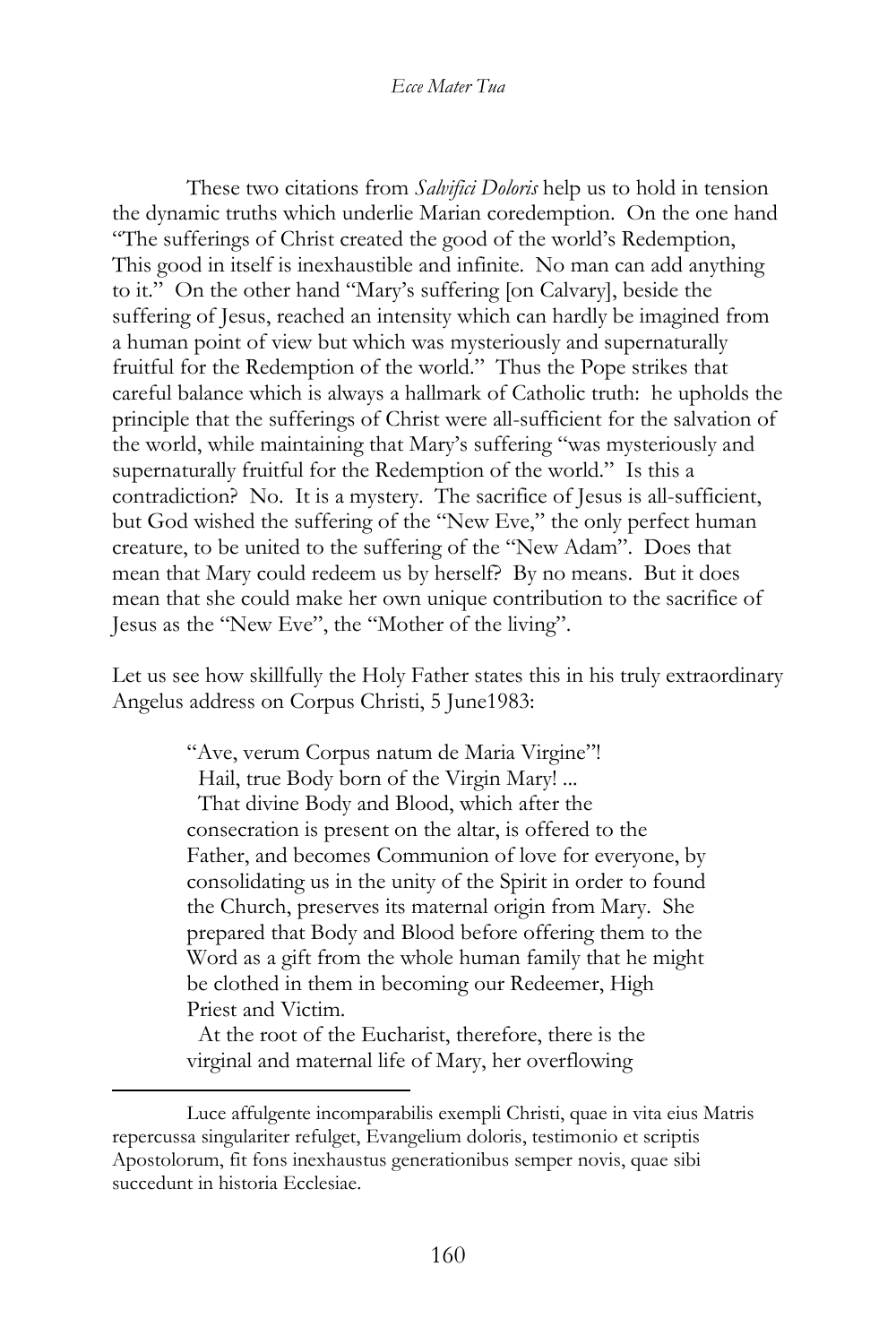These two citations from *Salvifici Doloris* help us to hold in tension the dynamic truths which underlie Marian coredemption. On the one hand "The sufferings of Christ created the good of the world's Redemption, This good in itself is inexhaustible and infinite. No man can add anything to it." On the other hand "Mary's suffering [on Calvary], beside the suffering of Jesus, reached an intensity which can hardly be imagined from a human point of view but which was mysteriously and supernaturally fruitful for the Redemption of the world." Thus the Pope strikes that careful balance which is always a hallmark of Catholic truth: he upholds the principle that the sufferings of Christ were all-sufficient for the salvation of the world, while maintaining that Mary's suffering "was mysteriously and supernaturally fruitful for the Redemption of the world." Is this a contradiction? No. It is a mystery. The sacrifice of Jesus is all-sufficient, but God wished the suffering of the "New Eve," the only perfect human creature, to be united to the suffering of the "New Adam". Does that mean that Mary could redeem us by herself? By no means. But it does mean that she could make her own unique contribution to the sacrifice of Jesus as the "New Eve", the "Mother of the living".

Let us see how skillfully the Holy Father states this in his truly extraordinary Angelus address on Corpus Christi, 5 June1983:

> "Ave, verum Corpus natum de Maria Virgine"!
>
> Hail, true Body born of the Virgin Mary! ...
>
> That divine Body and Blood, which after the consecration is present on the altar, is offered to the Father, and becomes Communion of love for everyone, by consolidating us in the unity of the Spirit in order to found the Church, preserves its maternal origin from Mary. She prepared that Body and Blood before offering them to the Word as a gift from the whole human family that he might be clothed in them in becoming our Redeemer, High Priest and Victim.
>
> At the root of the Eucharist, therefore, there is the virginal and maternal life of Mary, her overflowing

---

Luce affulgente incomparabilis exempli Christi, quae in vita eius Matris repercussa singulariter refulget, Evangelium doloris, testimonio et scriptis Apostolorum, fit fons inexhaustus generationibus semper novis, quae sibi succedunt in historia Ecclesiae.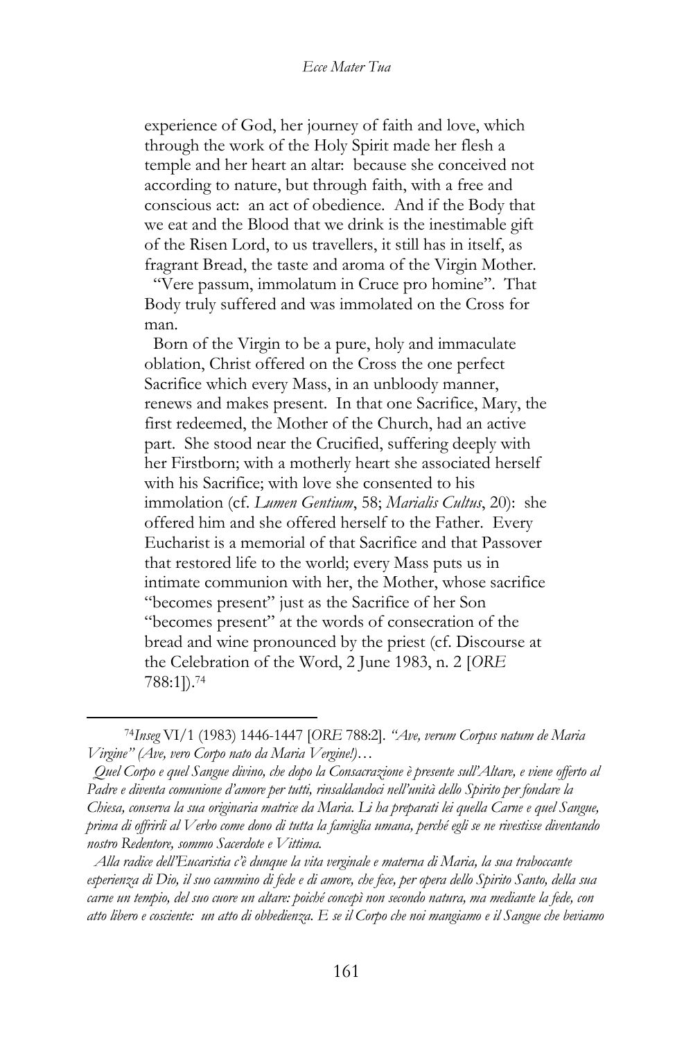experience of God, her journey of faith and love, which through the work of the Holy Spirit made her flesh a temple and her heart an altar: because she conceived not according to nature, but through faith, with a free and conscious act: an act of obedience. And if the Body that we eat and the Blood that we drink is the inestimable gift of the Risen Lord, to us travellers, it still has in itself, as fragrant Bread, the taste and aroma of the Virgin Mother.

"Vere passum, immolatum in Cruce pro homine". That Body truly suffered and was immolated on the Cross for man.

Born of the Virgin to be a pure, holy and immaculate oblation, Christ offered on the Cross the one perfect Sacrifice which every Mass, in an unbloody manner, renews and makes present. In that one Sacrifice, Mary, the first redeemed, the Mother of the Church, had an active part. She stood near the Crucified, suffering deeply with her Firstborn; with a motherly heart she associated herself with his Sacrifice; with love she consented to his immolation (cf. *Lumen Gentium*, 58; *Marialis Cultus*, 20): she offered him and she offered herself to the Father. Every Eucharist is a memorial of that Sacrifice and that Passover that restored life to the world; every Mass puts us in intimate communion with her, the Mother, whose sacrifice "becomes present" just as the Sacrifice of her Son "becomes present" at the words of consecration of the bread and wine pronounced by the priest (cf. Discourse at the Celebration of the Word, 2 June 1983, n. 2 [*ORE* 788:1]).[74]

---

[74] *Inseg* VI/1 (1983) 1446-1447 [*ORE* 788:2]. *"Ave, verum Corpus natum de Maria Virgine" (Ave, vero Corpo nato da Maria Vergine!)…*

*Quel Corpo e quel Sangue divino, che dopo la Consacrazione è presente sull'Altare, e viene offerto al Padre e diventa comunione d'amore per tutti, rinsaldandoci nell'unità dello Spirito per fondare la Chiesa, conserva la sua originaria matrice da Maria. Li ha preparati lei quella Carne e quel Sangue, prima di offrirli al Verbo come dono di tutta la famiglia umana, perché egli se ne rivestisse diventando nostro Redentore, sommo Sacerdote e Vittima.*

*Alla radice dell'Eucaristia c'è dunque la vita verginale e materna di Maria, la sua traboccante esperienza di Dio, il suo cammino di fede e di amore, che fece, per opera dello Spirito Santo, della sua carne un tempio, del suo cuore un altare: poiché concepì non secondo natura, ma mediante la fede, con atto libero e cosciente: un atto di obbedienza. E se il Corpo che noi mangiamo e il Sangue che beviamo*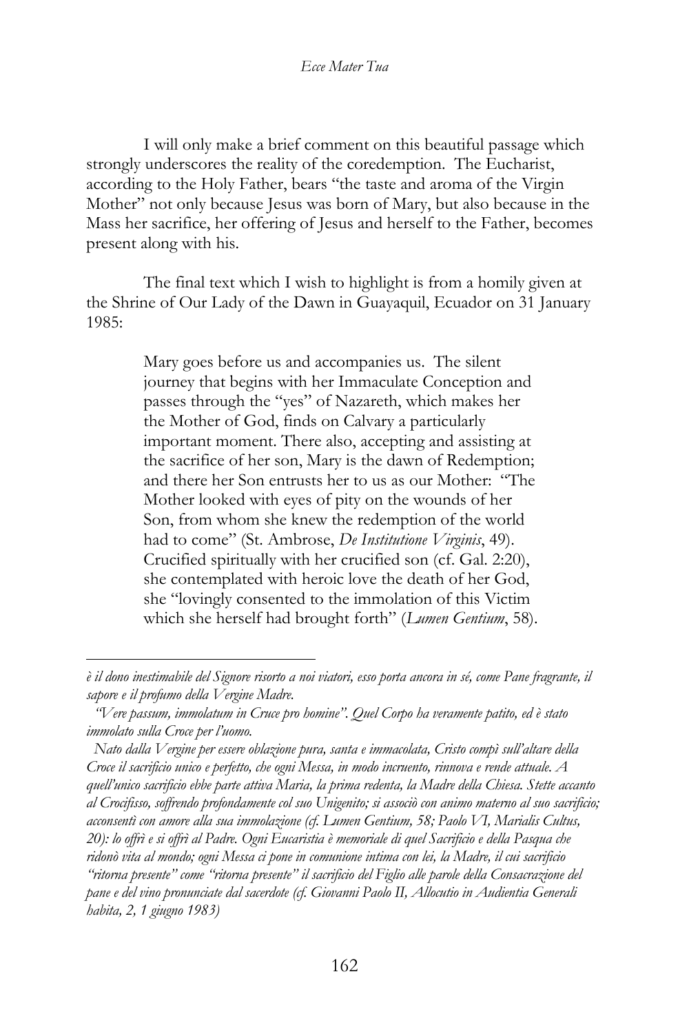I will only make a brief comment on this beautiful passage which strongly underscores the reality of the coredemption. The Eucharist, according to the Holy Father, bears "the taste and aroma of the Virgin Mother" not only because Jesus was born of Mary, but also because in the Mass her sacrifice, her offering of Jesus and herself to the Father, becomes present along with his.

The final text which I wish to highlight is from a homily given at the Shrine of Our Lady of the Dawn in Guayaquil, Ecuador on 31 January 1985:

> Mary goes before us and accompanies us. The silent journey that begins with her Immaculate Conception and passes through the "yes" of Nazareth, which makes her the Mother of God, finds on Calvary a particularly important moment. There also, accepting and assisting at the sacrifice of her son, Mary is the dawn of Redemption; and there her Son entrusts her to us as our Mother: "The Mother looked with eyes of pity on the wounds of her Son, from whom she knew the redemption of the world had to come" (St. Ambrose, *De Institutione Virginis*, 49). Crucified spiritually with her crucified son (cf. Gal. 2:20), she contemplated with heroic love the death of her God, she "lovingly consented to the immolation of this Victim which she herself had brought forth" (*Lumen Gentium*, 58).

---

*è il dono inestimabile del Signore risorto a noi viatori, esso porta ancora in sé, come Pane fragrante, il sapore e il profumo della Vergine Madre.*

*"Vere passum, immolatum in Cruce pro homine". Quel Corpo ha veramente patito, ed è stato immolato sulla Croce per l'uomo.*

*Nato dalla Vergine per essere oblazione pura, santa e immacolata, Cristo compì sull'altare della Croce il sacrificio unico e perfetto, che ogni Messa, in modo incruento, rinnova e rende attuale. A quell'unico sacrificio ebbe parte attiva Maria, la prima redenta, la Madre della Chiesa. Stette accanto al Crocifisso, soffrendo profondamente col suo Unigenito; si associò con animo materno al suo sacrificio; acconsentì con amore alla sua immolazione (cf. Lumen Gentium, 58; Paolo VI, Marialis Cultus, 20): lo offrì e si offrì al Padre. Ogni Eucaristia è memoriale di quel Sacrificio e della Pasqua che ridonò vita al mondo; ogni Messa ci pone in comunione intima con lei, la Madre, il cui sacrificio "ritorna presente" come "ritorna presente" il sacrificio del Figlio alle parole della Consacrazione del pane e del vino pronunciate dal sacerdote (cf. Giovanni Paolo II, Allocutio in Audientia Generali habita, 2, 1 giugno 1983)*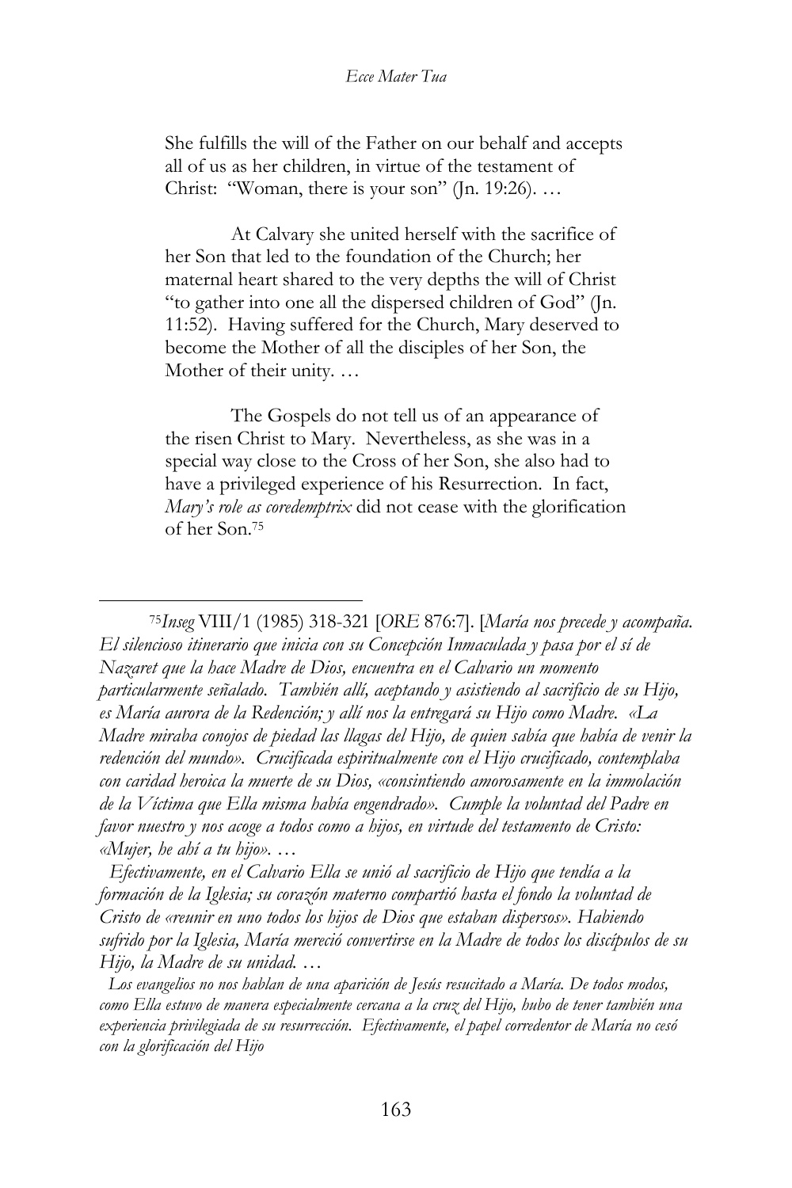She fulfills the will of the Father on our behalf and accepts all of us as her children, in virtue of the testament of Christ: "Woman, there is your son" (Jn. 19:26). …

At Calvary she united herself with the sacrifice of her Son that led to the foundation of the Church; her maternal heart shared to the very depths the will of Christ "to gather into one all the dispersed children of God" (Jn. 11:52). Having suffered for the Church, Mary deserved to become the Mother of all the disciples of her Son, the Mother of their unity. …

The Gospels do not tell us of an appearance of the risen Christ to Mary. Nevertheless, as she was in a special way close to the Cross of her Son, she also had to have a privileged experience of his Resurrection. In fact, *Mary's role as coredemptrix* did not cease with the glorification of her Son.[75]

---

[75]*Inseg* VIII/1 (1985) 318-321 [*ORE* 876:7]. [*María nos precede y acompaña. El silencioso itinerario que inicia con su Concepción Inmaculada y pasa por el sí de Nazaret que la hace Madre de Dios, encuentra en el Calvario un momento particularmente señalado. También allí, aceptando y asistiendo al sacrificio de su Hijo, es María aurora de la Redención; y allí nos la entregará su Hijo como Madre. «La Madre miraba conojos de piedad las llagas del Hijo, de quien sabía que había de venir la redención del mundo». Crucificada espiritualmente con el Hijo crucificado, contemplaba con caridad heroica la muerte de su Dios, «consintiendo amorosamente en la immolación de la Víctima que Ella misma había engendrado». Cumple la voluntad del Padre en favor nuestro y nos acoge a todos como a hijos, en virtude del testamento de Cristo: «Mujer, he ahí a tu hijo». …*

*Efectivamente, en el Calvario Ella se unió al sacrificio de Hijo que tendía a la formación de la Iglesia; su corazón materno compartió hasta el fondo la voluntad de Cristo de «reunir en uno todos los hijos de Dios que estaban dispersos». Habiendo sufrido por la Iglesia, María mereció convertirse en la Madre de todos los discípulos de su Hijo, la Madre de su unidad. …*

*Los evangelios no nos hablan de una aparición de Jesús resucitado a María. De todos modos, como Ella estuvo de manera especialmente cercana a la cruz del Hijo, hubo de tener también una experiencia privilegiada de su resurrección. Efectivamente, el papel corredentor de María no cesó con la glorificación del Hijo*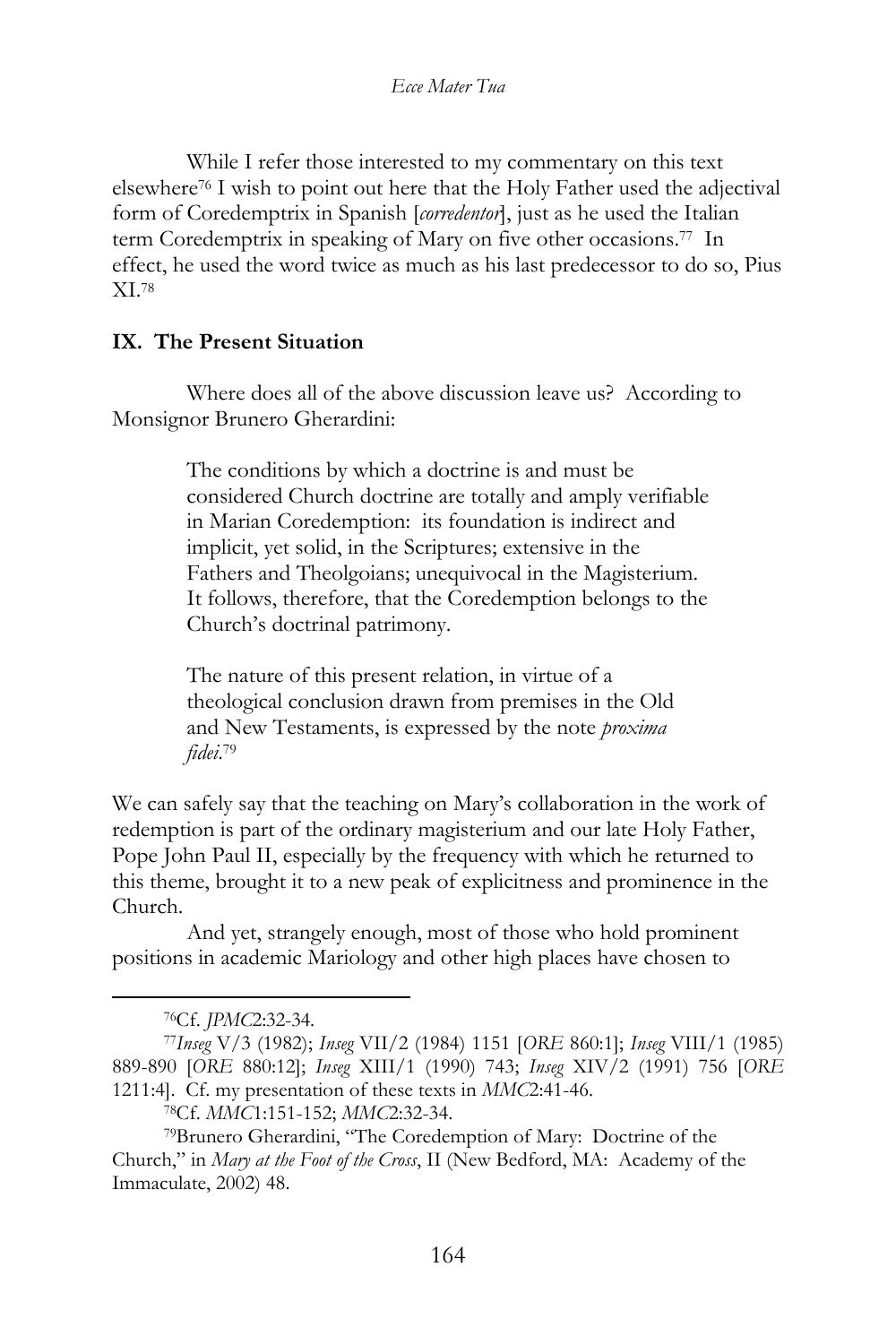While I refer those interested to my commentary on this text elsewhere[76] I wish to point out here that the Holy Father used the adjectival form of Coredemptrix in Spanish [*corredentor*], just as he used the Italian term Coredemptrix in speaking of Mary on five other occasions.[77] In effect, he used the word twice as much as his last predecessor to do so, Pius XI.[78]

## IX. The Present Situation

Where does all of the above discussion leave us? According to Monsignor Brunero Gherardini:

> The conditions by which a doctrine is and must be considered Church doctrine are totally and amply verifiable in Marian Coredemption: its foundation is indirect and implicit, yet solid, in the Scriptures; extensive in the Fathers and Theolgoians; unequivocal in the Magisterium. It follows, therefore, that the Coredemption belongs to the Church's doctrinal patrimony.
>
> The nature of this present relation, in virtue of a theological conclusion drawn from premises in the Old and New Testaments, is expressed by the note *proxima fidei*.[79]

We can safely say that the teaching on Mary's collaboration in the work of redemption is part of the ordinary magisterium and our late Holy Father, Pope John Paul II, especially by the frequency with which he returned to this theme, brought it to a new peak of explicitness and prominence in the Church.

And yet, strangely enough, most of those who hold prominent positions in academic Mariology and other high places have chosen to

---

[76] Cf. *JPMC*2:32-34.

[77] *Inseg* V/3 (1982); *Inseg* VII/2 (1984) 1151 [*ORE* 860:1]; *Inseg* VIII/1 (1985) 889-890 [*ORE* 880:12]; *Inseg* XIII/1 (1990) 743; *Inseg* XIV/2 (1991) 756 [*ORE* 1211:4]. Cf. my presentation of these texts in *MMC*2:41-46.

[78] Cf. *MMC*1:151-152; *MMC*2:32-34.

[79] Brunero Gherardini, "The Coredemption of Mary: Doctrine of the Church," in *Mary at the Foot of the Cross*, II (New Bedford, MA: Academy of the Immaculate, 2002) 48.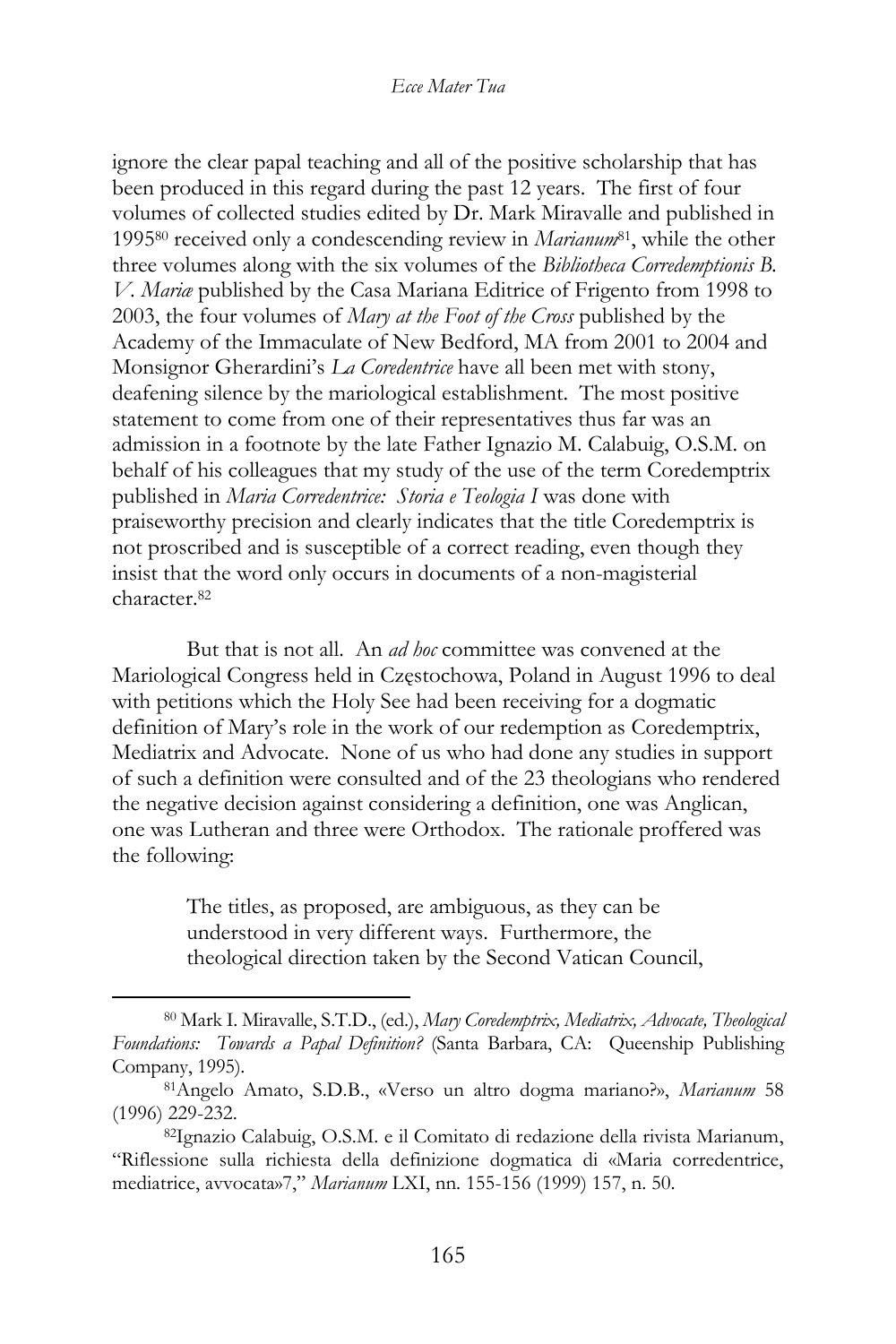ignore the clear papal teaching and all of the positive scholarship that has been produced in this regard during the past 12 years. The first of four volumes of collected studies edited by Dr. Mark Miravalle and published in 1995[80] received only a condescending review in *Marianum*[81], while the other three volumes along with the six volumes of the *Bibliotheca Corredemptionis B. V. Mariæ* published by the Casa Mariana Editrice of Frigento from 1998 to 2003, the four volumes of *Mary at the Foot of the Cross* published by the Academy of the Immaculate of New Bedford, MA from 2001 to 2004 and Monsignor Gherardini's *La Coredentrice* have all been met with stony, deafening silence by the mariological establishment. The most positive statement to come from one of their representatives thus far was an admission in a footnote by the late Father Ignazio M. Calabuig, O.S.M. on behalf of his colleagues that my study of the use of the term Coredemptrix published in *Maria Corredentrice: Storia e Teologia I* was done with praiseworthy precision and clearly indicates that the title Coredemptrix is not proscribed and is susceptible of a correct reading, even though they insist that the word only occurs in documents of a non-magisterial character.[82]

But that is not all. An *ad hoc* committee was convened at the Mariological Congress held in Częstochowa, Poland in August 1996 to deal with petitions which the Holy See had been receiving for a dogmatic definition of Mary's role in the work of our redemption as Coredemptrix, Mediatrix and Advocate. None of us who had done any studies in support of such a definition were consulted and of the 23 theologians who rendered the negative decision against considering a definition, one was Anglican, one was Lutheran and three were Orthodox. The rationale proffered was the following:

> The titles, as proposed, are ambiguous, as they can be understood in very different ways. Furthermore, the theological direction taken by the Second Vatican Council,

---

[80] Mark I. Miravalle, S.T.D., (ed.), *Mary Coredemptrix, Mediatrix, Advocate, Theological Foundations: Towards a Papal Definition?* (Santa Barbara, CA: Queenship Publishing Company, 1995).

[81] Angelo Amato, S.D.B., «Verso un altro dogma mariano?», *Marianum* 58 (1996) 229-232.

[82] Ignazio Calabuig, O.S.M. e il Comitato di redazione della rivista Marianum, "Riflessione sulla richiesta della definizione dogmatica di «Maria corredentrice, mediatrice, avvocata»7," *Marianum* LXI, nn. 155-156 (1999) 157, n. 50.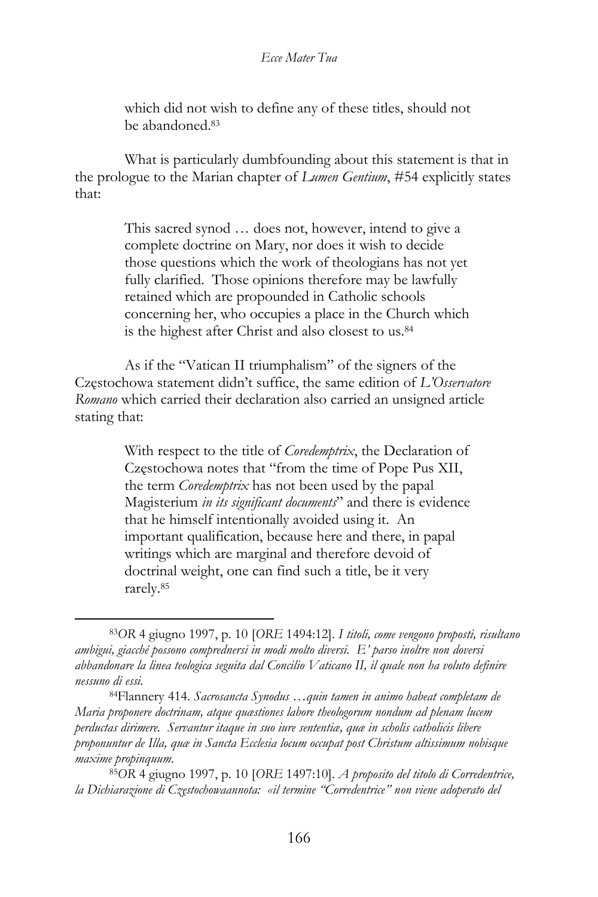which did not wish to define any of these titles, should not be abandoned.[83]

What is particularly dumbfounding about this statement is that in the prologue to the Marian chapter of *Lumen Gentium*, #54 explicitly states that:

> This sacred synod … does not, however, intend to give a complete doctrine on Mary, nor does it wish to decide those questions which the work of theologians has not yet fully clarified. Those opinions therefore may be lawfully retained which are propounded in Catholic schools concerning her, who occupies a place in the Church which is the highest after Christ and also closest to us.[84]

As if the "Vatican II triumphalism" of the signers of the Częstochowa statement didn't suffice, the same edition of *L'Osservatore Romano* which carried their declaration also carried an unsigned article stating that:

> With respect to the title of *Coredemptrix*, the Declaration of Częstochowa notes that "from the time of Pope Pus XII, the term *Coredemptrix* has not been used by the papal Magisterium *in its significant documents*" and there is evidence that he himself intentionally avoided using it. An important qualification, because here and there, in papal writings which are marginal and therefore devoid of doctrinal weight, one can find such a title, be it very rarely.[85]

---

[83] *OR* 4 giugno 1997, p. 10 [*ORE* 1494:12]. *I titoli, come vengono proposti, risultano ambigui, giacché possono comprednersi in modi molto diversi. E' parso inoltre non doversi abbandonare la linea teologica seguita dal Concilio Vaticano II, il quale non ha voluto definire nessuno di essi.*

[84] Flannery 414. *Sacrosancta Synodus …quin tamen in animo habeat completam de Maria proponere doctrinam, atque quæstiones labore theologorum nondum ad plenam lucem perductas dirimere. Servantur itaque in suo iure sententiæ, quæ in scholis catholicis libere proponuntur de Illa, quæ in Sancta Ecclesia locum occupat post Christum altissimum nobisque maxime propinquum.*

[85] *OR* 4 giugno 1997, p. 10 [*ORE* 1497:10]. *A proposito del titolo di Corredentrice, la Dichiarazione di Częstochowaannota: «il termine "Corredentrice" non viene adoperato del*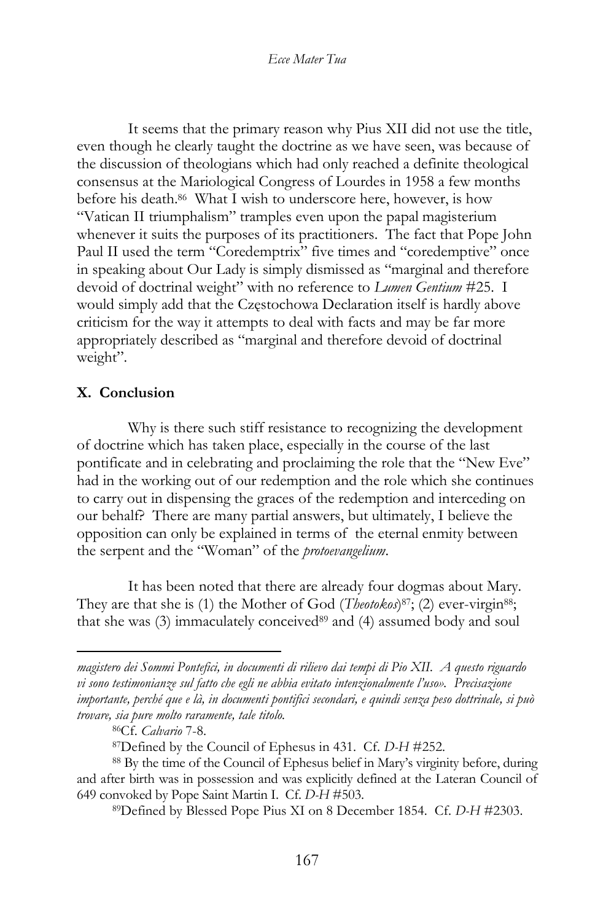It seems that the primary reason why Pius XII did not use the title, even though he clearly taught the doctrine as we have seen, was because of the discussion of theologians which had only reached a definite theological consensus at the Mariological Congress of Lourdes in 1958 a few months before his death.[86] What I wish to underscore here, however, is how "Vatican II triumphalism" tramples even upon the papal magisterium whenever it suits the purposes of its practitioners. The fact that Pope John Paul II used the term "Coredemptrix" five times and "coredemptive" once in speaking about Our Lady is simply dismissed as "marginal and therefore devoid of doctrinal weight" with no reference to *Lumen Gentium* #25. I would simply add that the Częstochowa Declaration itself is hardly above criticism for the way it attempts to deal with facts and may be far more appropriately described as "marginal and therefore devoid of doctrinal weight".

## X. Conclusion

Why is there such stiff resistance to recognizing the development of doctrine which has taken place, especially in the course of the last pontificate and in celebrating and proclaiming the role that the "New Eve" had in the working out of our redemption and the role which she continues to carry out in dispensing the graces of the redemption and interceding on our behalf? There are many partial answers, but ultimately, I believe the opposition can only be explained in terms of the eternal enmity between the serpent and the "Woman" of the *protoevangelium*.

It has been noted that there are already four dogmas about Mary. They are that she is (1) the Mother of God (*Theotokos*)[87]; (2) ever-virgin[88]; that she was (3) immaculately conceived[89] and (4) assumed body and soul

---

*magistero dei Sommi Pontefici, in documenti di rilievo dai tempi di Pio XII. A questo riguardo vi sono testimonianze sul fatto che egli ne abbia evitato intenzionalmente l'uso». Precisazione importante, perché que e là, in documenti pontifici secondari, e quindi senza peso dottrinale, si può trovare, sia pure molto raramente, tale titolo.*

[86] Cf. *Calvario* 7-8.

[87] Defined by the Council of Ephesus in 431. Cf. *D-H* #252.

[88] By the time of the Council of Ephesus belief in Mary's virginity before, during and after birth was in possession and was explicitly defined at the Lateran Council of 649 convoked by Pope Saint Martin I. Cf. *D-H* #503.

[89] Defined by Blessed Pope Pius XI on 8 December 1854. Cf. *D-H* #2303.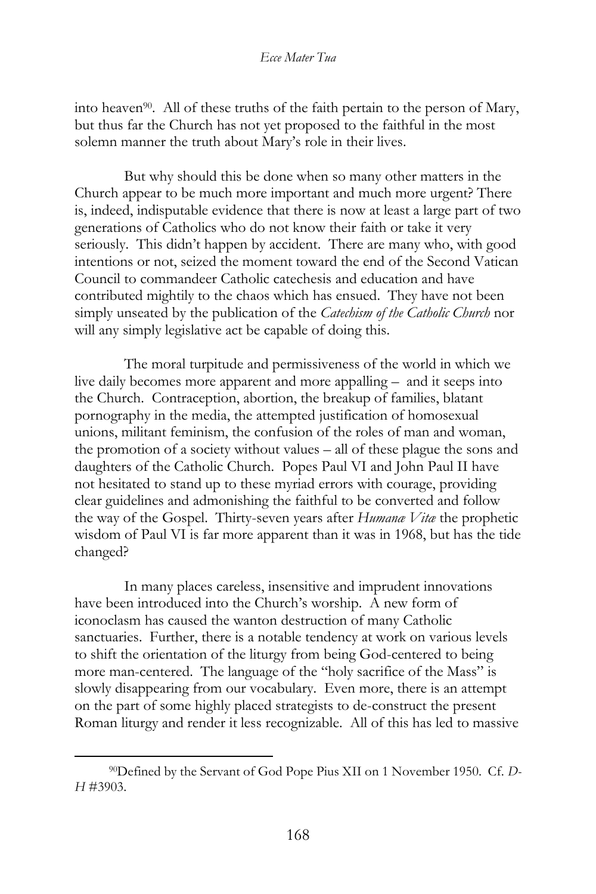into heaven[90]. All of these truths of the faith pertain to the person of Mary, but thus far the Church has not yet proposed to the faithful in the most solemn manner the truth about Mary's role in their lives.

But why should this be done when so many other matters in the Church appear to be much more important and much more urgent? There is, indeed, indisputable evidence that there is now at least a large part of two generations of Catholics who do not know their faith or take it very seriously. This didn't happen by accident. There are many who, with good intentions or not, seized the moment toward the end of the Second Vatican Council to commandeer Catholic catechesis and education and have contributed mightily to the chaos which has ensued. They have not been simply unseated by the publication of the *Catechism of the Catholic Church* nor will any simply legislative act be capable of doing this.

The moral turpitude and permissiveness of the world in which we live daily becomes more apparent and more appalling – and it seeps into the Church. Contraception, abortion, the breakup of families, blatant pornography in the media, the attempted justification of homosexual unions, militant feminism, the confusion of the roles of man and woman, the promotion of a society without values – all of these plague the sons and daughters of the Catholic Church. Popes Paul VI and John Paul II have not hesitated to stand up to these myriad errors with courage, providing clear guidelines and admonishing the faithful to be converted and follow the way of the Gospel. Thirty-seven years after *Humanæ Vitæ* the prophetic wisdom of Paul VI is far more apparent than it was in 1968, but has the tide changed?

In many places careless, insensitive and imprudent innovations have been introduced into the Church's worship. A new form of iconoclasm has caused the wanton destruction of many Catholic sanctuaries. Further, there is a notable tendency at work on various levels to shift the orientation of the liturgy from being God-centered to being more man-centered. The language of the "holy sacrifice of the Mass" is slowly disappearing from our vocabulary. Even more, there is an attempt on the part of some highly placed strategists to de-construct the present Roman liturgy and render it less recognizable. All of this has led to massive

---

[90] Defined by the Servant of God Pope Pius XII on 1 November 1950. Cf. *D-H* #3903.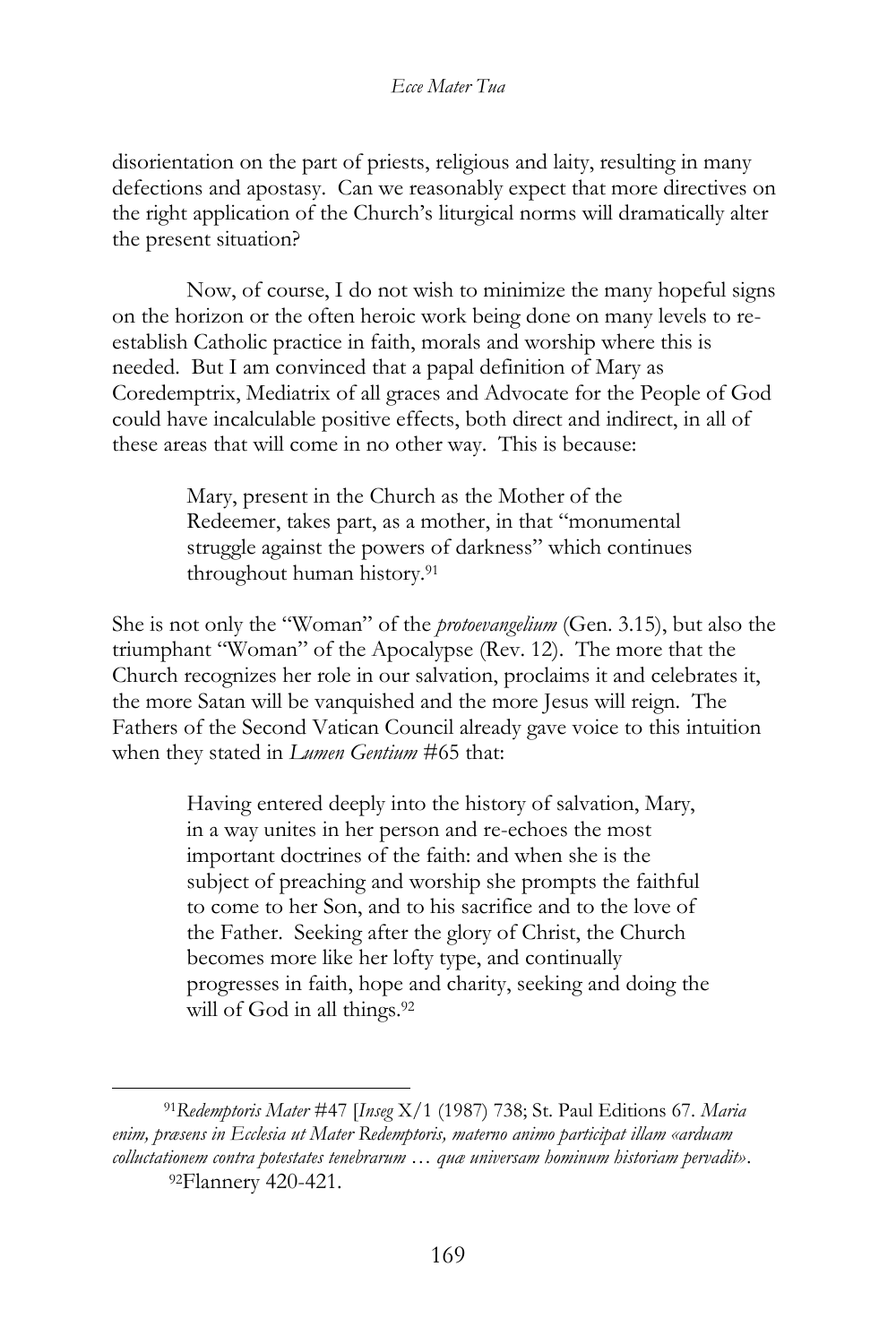disorientation on the part of priests, religious and laity, resulting in many defections and apostasy. Can we reasonably expect that more directives on the right application of the Church's liturgical norms will dramatically alter the present situation?

Now, of course, I do not wish to minimize the many hopeful signs on the horizon or the often heroic work being done on many levels to re-establish Catholic practice in faith, morals and worship where this is needed. But I am convinced that a papal definition of Mary as Coredemptrix, Mediatrix of all graces and Advocate for the People of God could have incalculable positive effects, both direct and indirect, in all of these areas that will come in no other way. This is because:

> Mary, present in the Church as the Mother of the Redeemer, takes part, as a mother, in that "monumental struggle against the powers of darkness" which continues throughout human history.[91]

She is not only the "Woman" of the *protoevangelium* (Gen. 3.15), but also the triumphant "Woman" of the Apocalypse (Rev. 12). The more that the Church recognizes her role in our salvation, proclaims it and celebrates it, the more Satan will be vanquished and the more Jesus will reign. The Fathers of the Second Vatican Council already gave voice to this intuition when they stated in *Lumen Gentium* #65 that:

> Having entered deeply into the history of salvation, Mary, in a way unites in her person and re-echoes the most important doctrines of the faith: and when she is the subject of preaching and worship she prompts the faithful to come to her Son, and to his sacrifice and to the love of the Father. Seeking after the glory of Christ, the Church becomes more like her lofty type, and continually progresses in faith, hope and charity, seeking and doing the will of God in all things.[92]

---

[91] *Redemptoris Mater* #47 [*Inseg* X/1 (1987) 738; St. Paul Editions 67. *Maria enim, præsens in Ecclesia ut Mater Redemptoris, materno animo participat illam «arduam colluctationem contra potestates tenebrarum … quæ universam hominum historiam pervadit».*

[92] Flannery 420-421.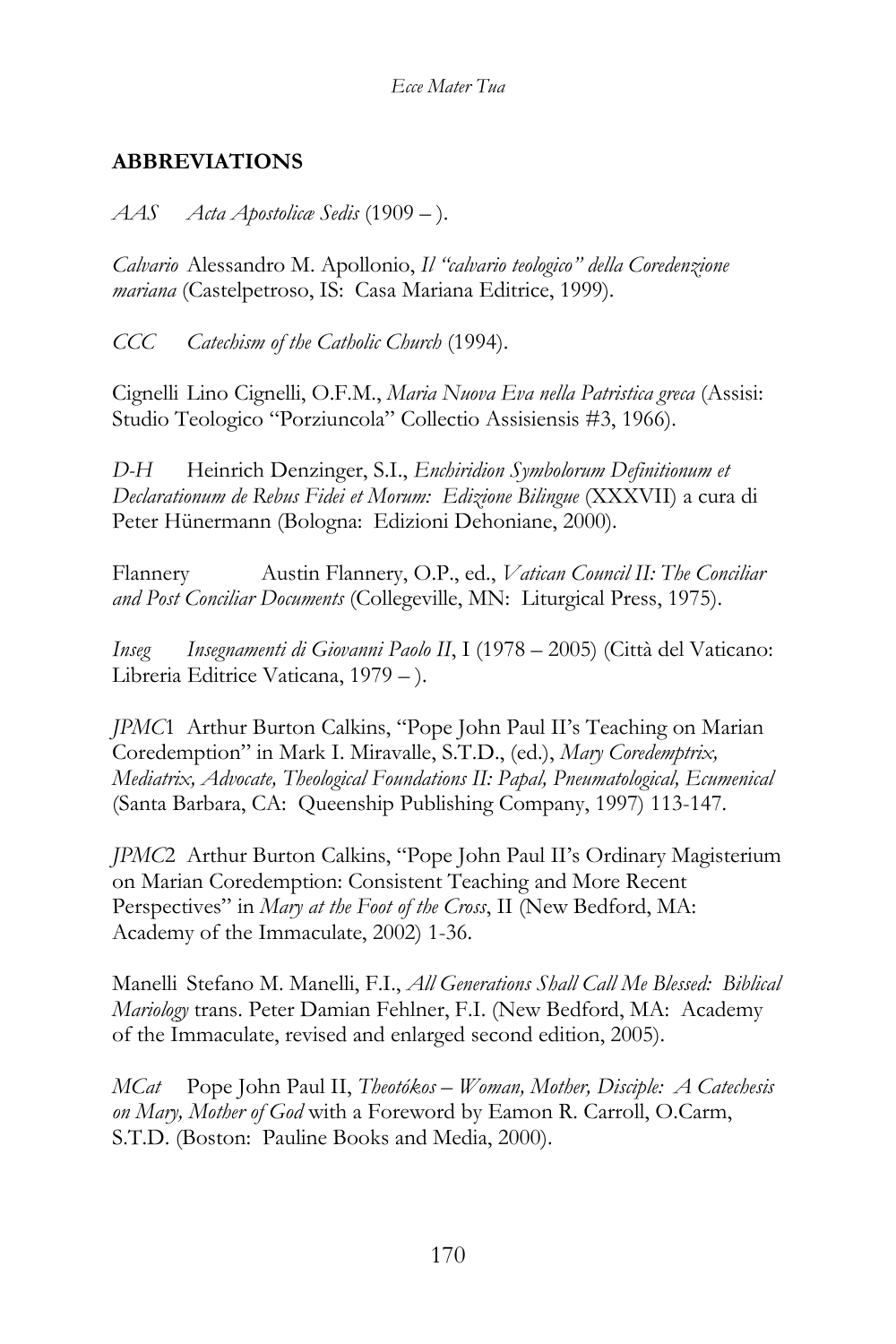## ABBREVIATIONS

*AAS* *Acta Apostolicæ Sedis* (1909 – ).

*Calvario* Alessandro M. Apollonio, *Il "calvario teologico" della Coredenzione mariana* (Castelpetroso, IS: Casa Mariana Editrice, 1999).

*CCC* *Catechism of the Catholic Church* (1994).

Cignelli Lino Cignelli, O.F.M., *Maria Nuova Eva nella Patristica greca* (Assisi: Studio Teologico "Porziuncola" Collectio Assisiensis #3, 1966).

*D-H* Heinrich Denzinger, S.I., *Enchiridion Symbolorum Definitionum et Declarationum de Rebus Fidei et Morum: Edizione Bilingue* (XXXVII) a cura di Peter Hünermann (Bologna: Edizioni Dehoniane, 2000).

Flannery Austin Flannery, O.P., ed., *Vatican Council II: The Conciliar and Post Conciliar Documents* (Collegeville, MN: Liturgical Press, 1975).

*Inseg* *Insegnamenti di Giovanni Paolo II*, I (1978 – 2005) (Città del Vaticano: Libreria Editrice Vaticana, 1979 – ).

*JPMC*1 Arthur Burton Calkins, "Pope John Paul II's Teaching on Marian Coredemption" in Mark I. Miravalle, S.T.D., (ed.), *Mary Coredemptrix, Mediatrix, Advocate, Theological Foundations II: Papal, Pneumatological, Ecumenical* (Santa Barbara, CA: Queenship Publishing Company, 1997) 113-147.

*JPMC*2 Arthur Burton Calkins, "Pope John Paul II's Ordinary Magisterium on Marian Coredemption: Consistent Teaching and More Recent Perspectives" in *Mary at the Foot of the Cross*, II (New Bedford, MA: Academy of the Immaculate, 2002) 1-36.

Manelli Stefano M. Manelli, F.I., *All Generations Shall Call Me Blessed: Biblical Mariology* trans. Peter Damian Fehlner, F.I. (New Bedford, MA: Academy of the Immaculate, revised and enlarged second edition, 2005).

*MCat* Pope John Paul II, *Theotókos – Woman, Mother, Disciple: A Catechesis on Mary, Mother of God* with a Foreword by Eamon R. Carroll, O.Carm, S.T.D. (Boston: Pauline Books and Media, 2000).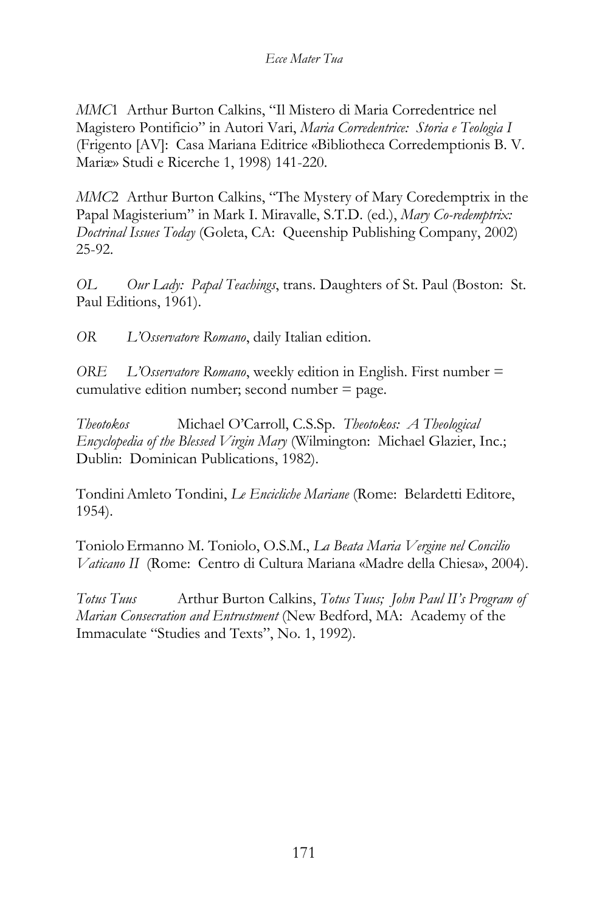*MMC*1 Arthur Burton Calkins, "Il Mistero di Maria Corredentrice nel Magistero Pontificio" in Autori Vari, *Maria Corredentrice: Storia e Teologia I* (Frigento [AV]: Casa Mariana Editrice «Bibliotheca Corredemptionis B. V. Mariæ» Studi e Ricerche 1, 1998) 141-220.

*MMC*2 Arthur Burton Calkins, "The Mystery of Mary Coredemptrix in the Papal Magisterium" in Mark I. Miravalle, S.T.D. (ed.), *Mary Co-redemptrix: Doctrinal Issues Today* (Goleta, CA: Queenship Publishing Company, 2002) 25-92.

*OL* *Our Lady: Papal Teachings*, trans. Daughters of St. Paul (Boston: St. Paul Editions, 1961).

*OR* *L'Osservatore Romano*, daily Italian edition.

*ORE* *L'Osservatore Romano*, weekly edition in English. First number = cumulative edition number; second number = page.

*Theotokos* Michael O'Carroll, C.S.Sp. *Theotokos: A Theological Encyclopedia of the Blessed Virgin Mary* (Wilmington: Michael Glazier, Inc.; Dublin: Dominican Publications, 1982).

Tondini Amleto Tondini, *Le Encicliche Mariane* (Rome: Belardetti Editore, 1954).

Toniolo Ermanno M. Toniolo, O.S.M., *La Beata Maria Vergine nel Concilio Vaticano II* (Rome: Centro di Cultura Mariana «Madre della Chiesa», 2004).

*Totus Tuus* Arthur Burton Calkins, *Totus Tuus; John Paul II's Program of Marian Consecration and Entrustment* (New Bedford, MA: Academy of the Immaculate "Studies and Texts", No. 1, 1992).